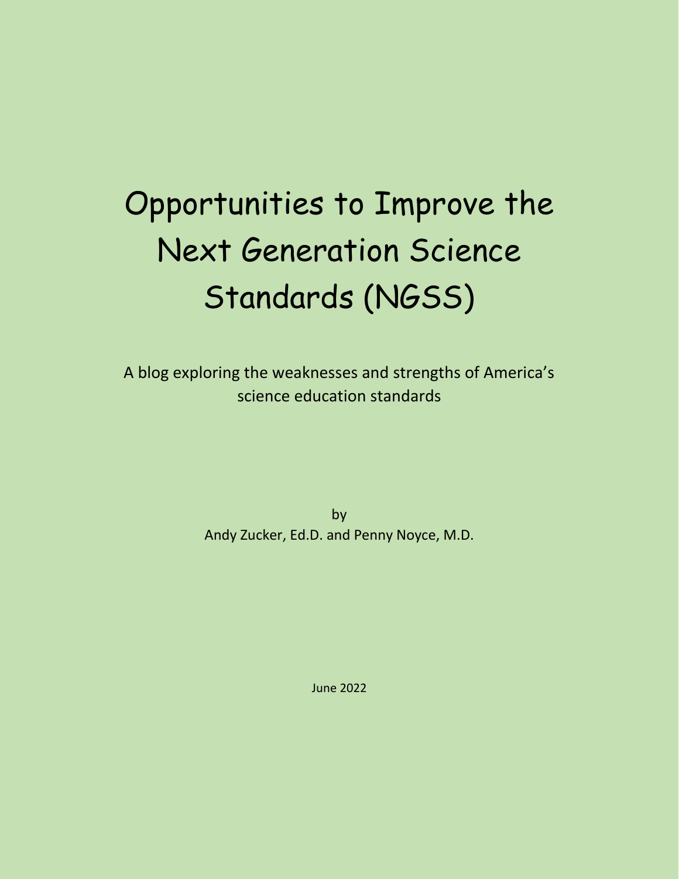# Opportunities to Improve the Next Generation Science Standards (NGSS)

A blog exploring the weaknesses and strengths of America's science education standards

by

Andy Zucker, Ed.D. and Penny Noyce, M.D.

June 2022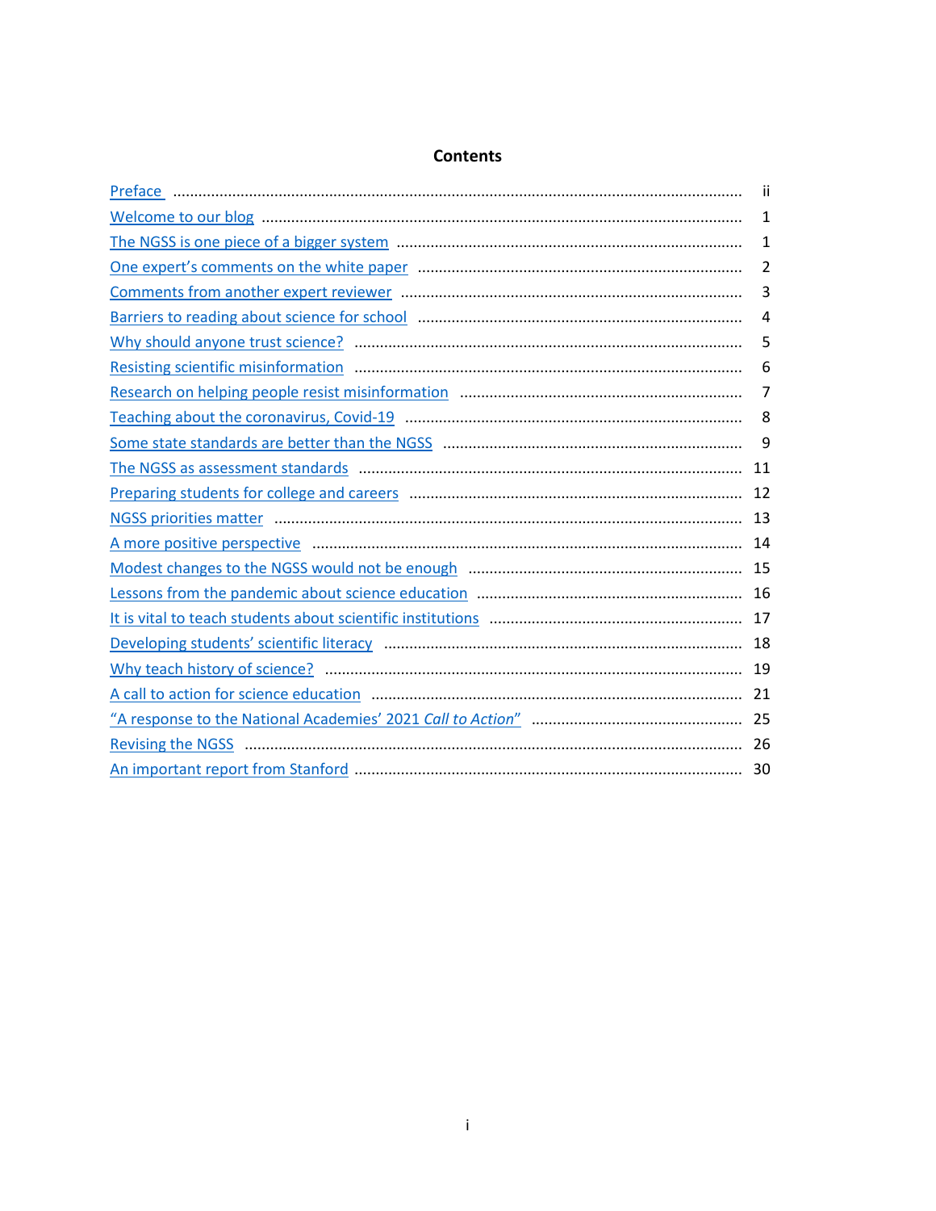# Contents

| | |
|---|---|
| Preface | ii |
| Welcome to our blog | 1 |
| The NGSS is one piece of a bigger system | 1 |
| One expert's comments on the white paper | 2 |
| Comments from another expert reviewer | 3 |
| Barriers to reading about science for school | 4 |
| Why should anyone trust science? | 5 |
| Resisting scientific misinformation | 6 |
| Research on helping people resist misinformation | 7 |
| Teaching about the coronavirus, Covid-19 | 8 |
| Some state standards are better than the NGSS | 9 |
| The NGSS as assessment standards | 11 |
| Preparing students for college and careers | 12 |
| NGSS priorities matter | 13 |
| A more positive perspective | 14 |
| Modest changes to the NGSS would not be enough | 15 |
| Lessons from the pandemic about science education | 16 |
| It is vital to teach students about scientific institutions | 17 |
| Developing students' scientific literacy | 18 |
| Why teach history of science? | 19 |
| A call to action for science education | 21 |
| "A response to the National Academies' 2021 *Call to Action*" | 25 |
| Revising the NGSS | 26 |
| An important report from Stanford | 30 |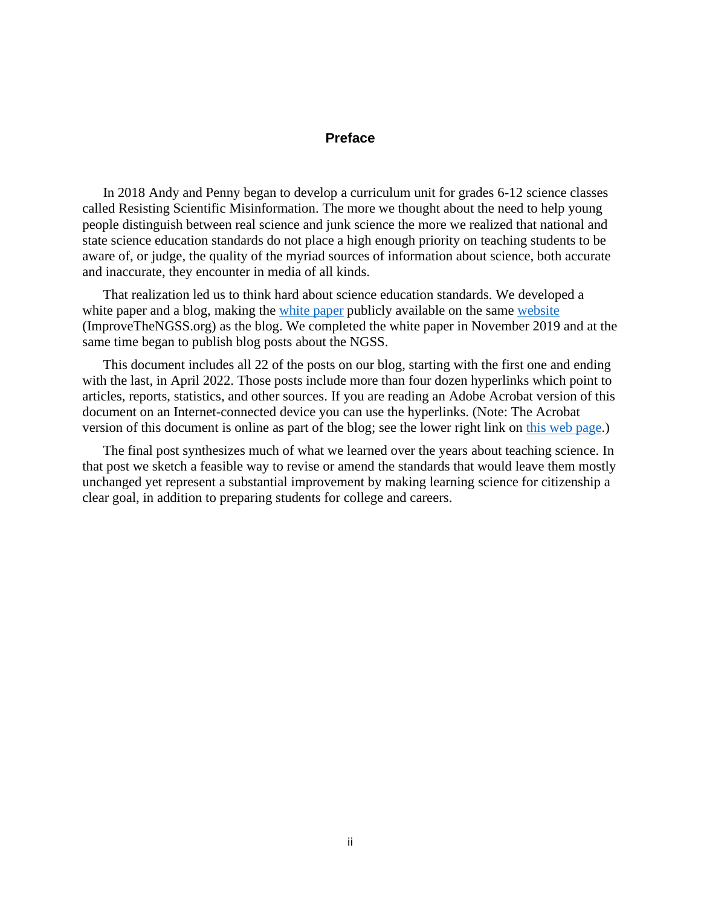# Preface

In 2018 Andy and Penny began to develop a curriculum unit for grades 6-12 science classes called Resisting Scientific Misinformation. The more we thought about the need to help young people distinguish between real science and junk science the more we realized that national and state science education standards do not place a high enough priority on teaching students to be aware of, or judge, the quality of the myriad sources of information about science, both accurate and inaccurate, they encounter in media of all kinds.

That realization led us to think hard about science education standards. We developed a white paper and a blog, making the white paper publicly available on the same website (ImproveTheNGSS.org) as the blog. We completed the white paper in November 2019 and at the same time began to publish blog posts about the NGSS.

This document includes all 22 of the posts on our blog, starting with the first one and ending with the last, in April 2022. Those posts include more than four dozen hyperlinks which point to articles, reports, statistics, and other sources. If you are reading an Adobe Acrobat version of this document on an Internet-connected device you can use the hyperlinks. (Note: The Acrobat version of this document is online as part of the blog; see the lower right link on this web page.)

The final post synthesizes much of what we learned over the years about teaching science. In that post we sketch a feasible way to revise or amend the standards that would leave them mostly unchanged yet represent a substantial improvement by making learning science for citizenship a clear goal, in addition to preparing students for college and careers.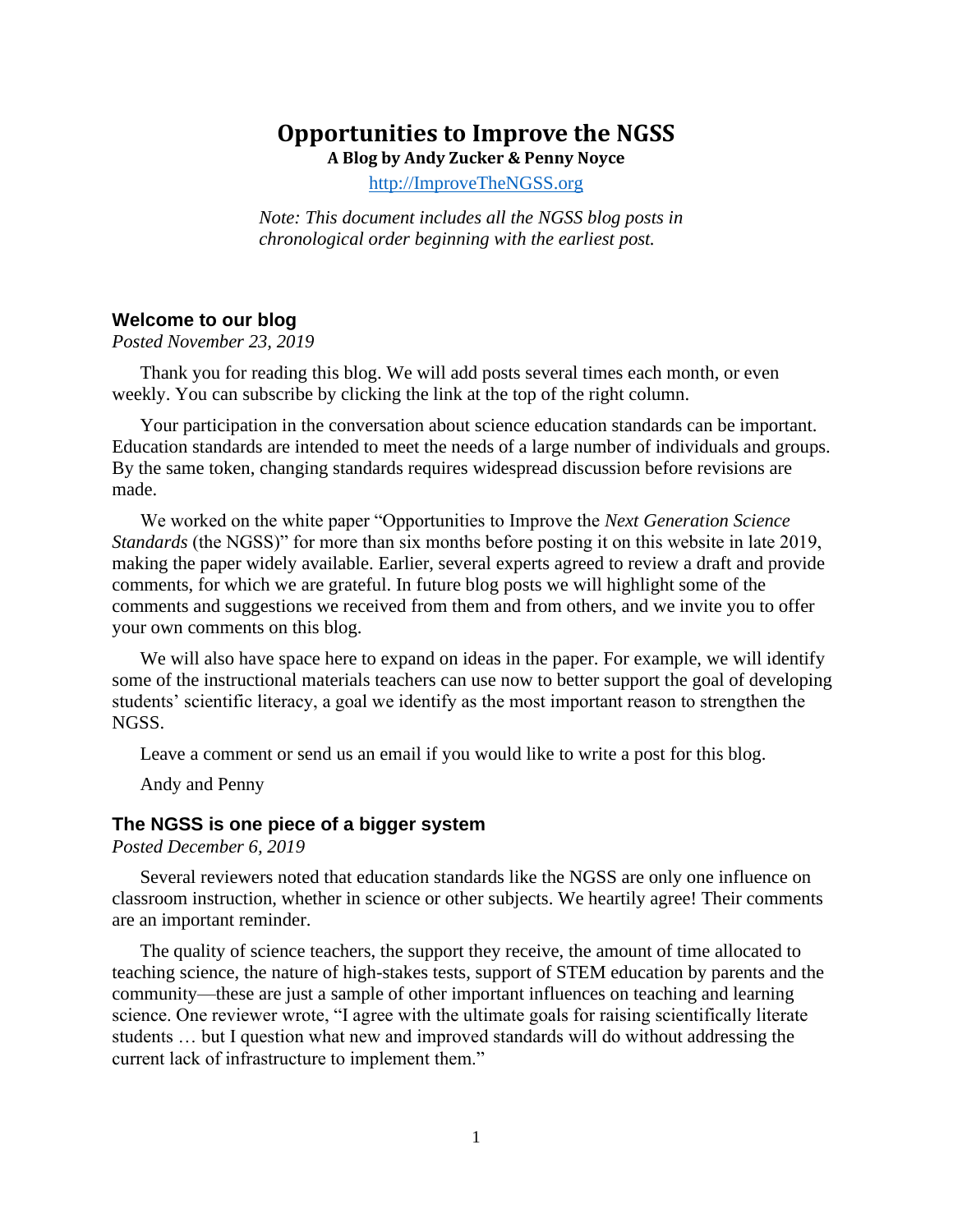# Opportunities to Improve the NGSS

**A Blog by Andy Zucker & Penny Noyce**

http://ImproveTheNGSS.org

*Note: This document includes all the NGSS blog posts in chronological order beginning with the earliest post.*

## Welcome to our blog

*Posted November 23, 2019*

Thank you for reading this blog. We will add posts several times each month, or even weekly. You can subscribe by clicking the link at the top of the right column.

Your participation in the conversation about science education standards can be important. Education standards are intended to meet the needs of a large number of individuals and groups. By the same token, changing standards requires widespread discussion before revisions are made.

We worked on the white paper "Opportunities to Improve the *Next Generation Science Standards* (the NGSS)" for more than six months before posting it on this website in late 2019, making the paper widely available. Earlier, several experts agreed to review a draft and provide comments, for which we are grateful. In future blog posts we will highlight some of the comments and suggestions we received from them and from others, and we invite you to offer your own comments on this blog.

We will also have space here to expand on ideas in the paper. For example, we will identify some of the instructional materials teachers can use now to better support the goal of developing students' scientific literacy, a goal we identify as the most important reason to strengthen the NGSS.

Leave a comment or send us an email if you would like to write a post for this blog.

Andy and Penny

## The NGSS is one piece of a bigger system

*Posted December 6, 2019*

Several reviewers noted that education standards like the NGSS are only one influence on classroom instruction, whether in science or other subjects. We heartily agree! Their comments are an important reminder.

The quality of science teachers, the support they receive, the amount of time allocated to teaching science, the nature of high-stakes tests, support of STEM education by parents and the community—these are just a sample of other important influences on teaching and learning science. One reviewer wrote, "I agree with the ultimate goals for raising scientifically literate students … but I question what new and improved standards will do without addressing the current lack of infrastructure to implement them."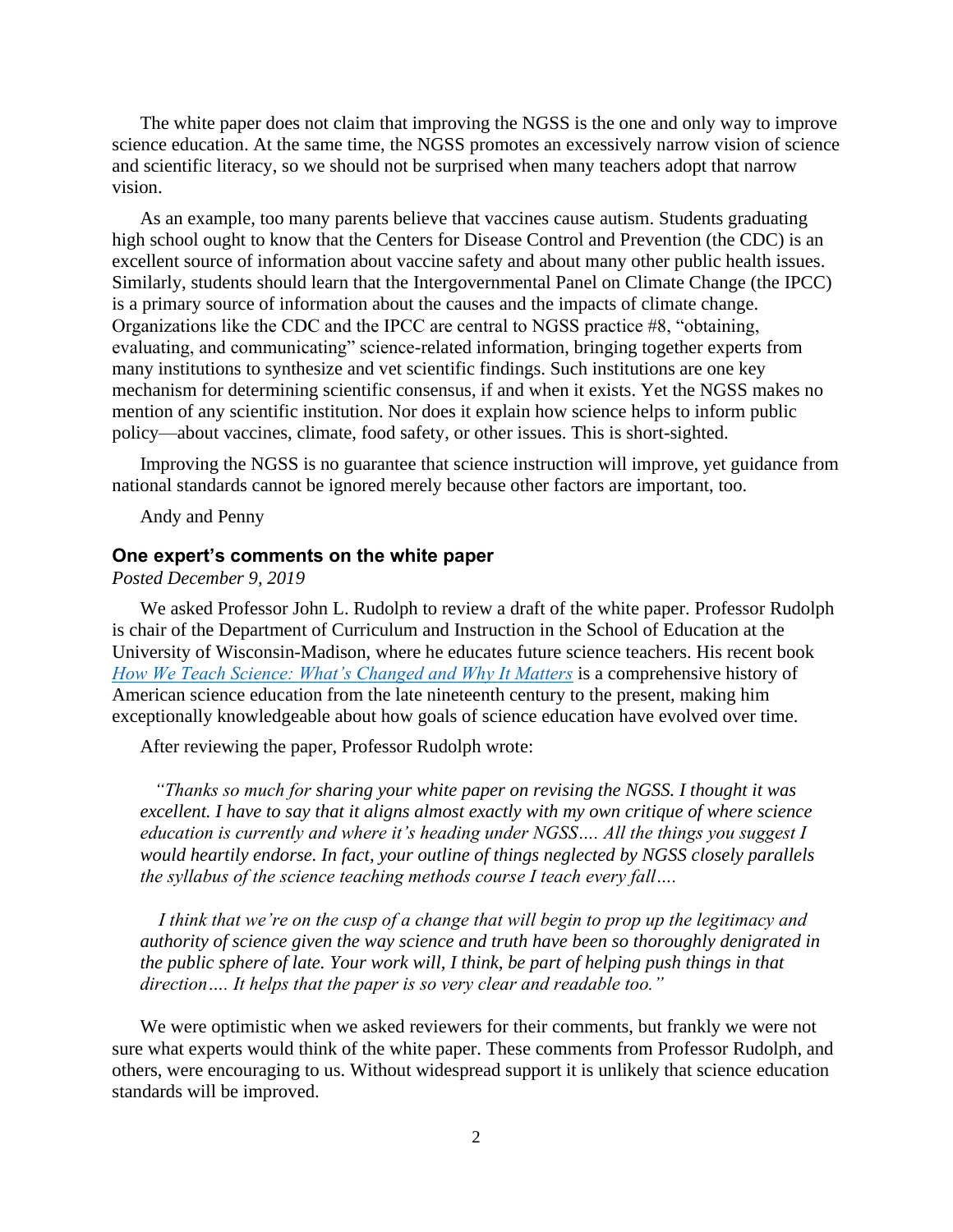The white paper does not claim that improving the NGSS is the one and only way to improve science education. At the same time, the NGSS promotes an excessively narrow vision of science and scientific literacy, so we should not be surprised when many teachers adopt that narrow vision.

As an example, too many parents believe that vaccines cause autism. Students graduating high school ought to know that the Centers for Disease Control and Prevention (the CDC) is an excellent source of information about vaccine safety and about many other public health issues. Similarly, students should learn that the Intergovernmental Panel on Climate Change (the IPCC) is a primary source of information about the causes and the impacts of climate change. Organizations like the CDC and the IPCC are central to NGSS practice #8, "obtaining, evaluating, and communicating" science-related information, bringing together experts from many institutions to synthesize and vet scientific findings. Such institutions are one key mechanism for determining scientific consensus, if and when it exists. Yet the NGSS makes no mention of any scientific institution. Nor does it explain how science helps to inform public policy—about vaccines, climate, food safety, or other issues. This is short-sighted.

Improving the NGSS is no guarantee that science instruction will improve, yet guidance from national standards cannot be ignored merely because other factors are important, too.

Andy and Penny

### One expert's comments on the white paper

*Posted December 9, 2019*

We asked Professor John L. Rudolph to review a draft of the white paper. Professor Rudolph is chair of the Department of Curriculum and Instruction in the School of Education at the University of Wisconsin-Madison, where he educates future science teachers. His recent book *How We Teach Science: What's Changed and Why It Matters* is a comprehensive history of American science education from the late nineteenth century to the present, making him exceptionally knowledgeable about how goals of science education have evolved over time.

After reviewing the paper, Professor Rudolph wrote:

> *"Thanks so much for sharing your white paper on revising the NGSS. I thought it was excellent. I have to say that it aligns almost exactly with my own critique of where science education is currently and where it's heading under NGSS…. All the things you suggest I would heartily endorse. In fact, your outline of things neglected by NGSS closely parallels the syllabus of the science teaching methods course I teach every fall….*
>
> *I think that we're on the cusp of a change that will begin to prop up the legitimacy and authority of science given the way science and truth have been so thoroughly denigrated in the public sphere of late. Your work will, I think, be part of helping push things in that direction…. It helps that the paper is so very clear and readable too."*

We were optimistic when we asked reviewers for their comments, but frankly we were not sure what experts would think of the white paper. These comments from Professor Rudolph, and others, were encouraging to us. Without widespread support it is unlikely that science education standards will be improved.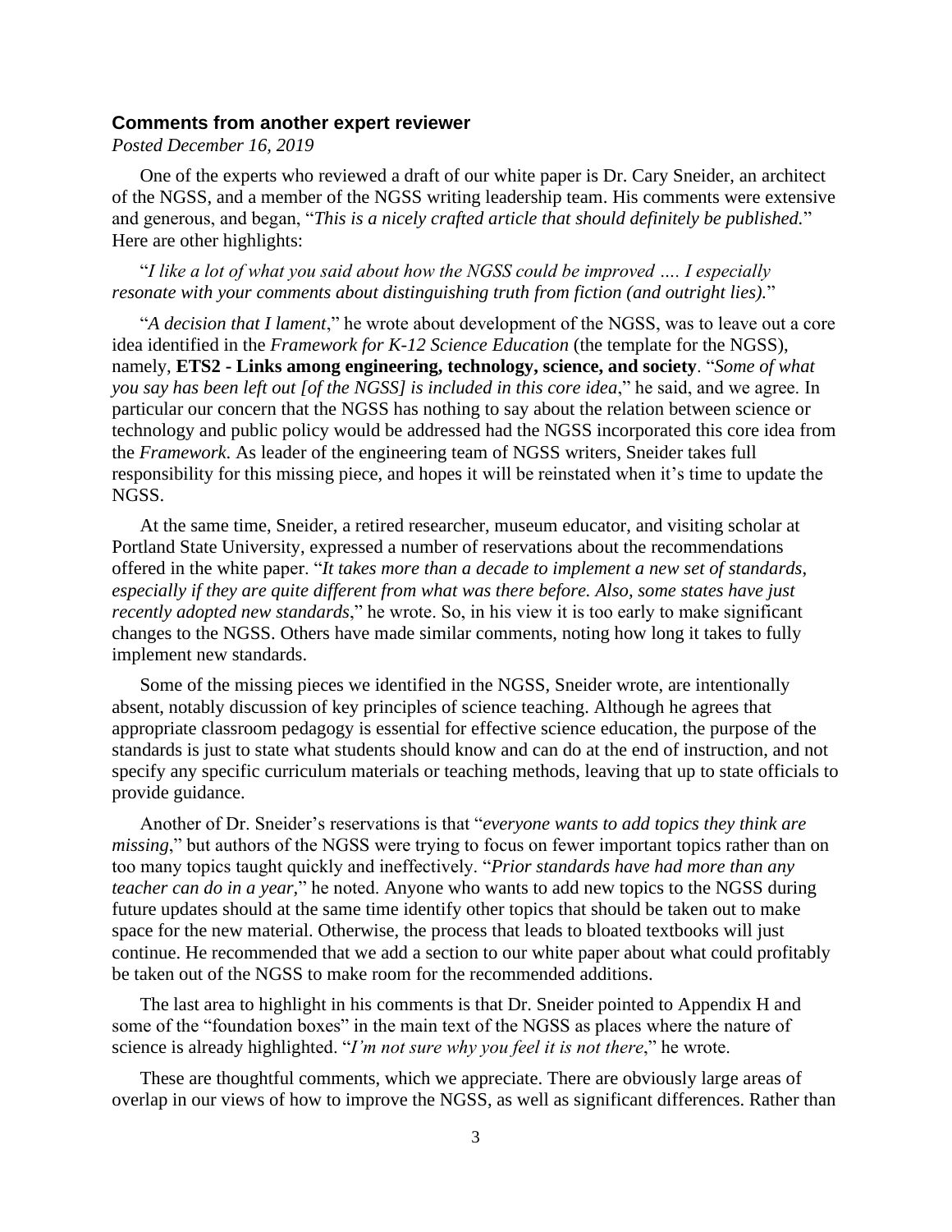### Comments from another expert reviewer

*Posted December 16, 2019*

One of the experts who reviewed a draft of our white paper is Dr. Cary Sneider, an architect of the NGSS, and a member of the NGSS writing leadership team. His comments were extensive and generous, and began, "*This is a nicely crafted article that should definitely be published.*" Here are other highlights:

"*I like a lot of what you said about how the NGSS could be improved …. I especially resonate with your comments about distinguishing truth from fiction (and outright lies).*"

"*A decision that I lament*," he wrote about development of the NGSS, was to leave out a core idea identified in the *Framework for K-12 Science Education* (the template for the NGSS), namely, **ETS2 - Links among engineering, technology, science, and society**. "*Some of what you say has been left out [of the NGSS] is included in this core idea*," he said, and we agree. In particular our concern that the NGSS has nothing to say about the relation between science or technology and public policy would be addressed had the NGSS incorporated this core idea from the *Framework*. As leader of the engineering team of NGSS writers, Sneider takes full responsibility for this missing piece, and hopes it will be reinstated when it's time to update the NGSS.

At the same time, Sneider, a retired researcher, museum educator, and visiting scholar at Portland State University, expressed a number of reservations about the recommendations offered in the white paper. "*It takes more than a decade to implement a new set of standards, especially if they are quite different from what was there before. Also, some states have just recently adopted new standards*," he wrote. So, in his view it is too early to make significant changes to the NGSS. Others have made similar comments, noting how long it takes to fully implement new standards.

Some of the missing pieces we identified in the NGSS, Sneider wrote, are intentionally absent, notably discussion of key principles of science teaching. Although he agrees that appropriate classroom pedagogy is essential for effective science education, the purpose of the standards is just to state what students should know and can do at the end of instruction, and not specify any specific curriculum materials or teaching methods, leaving that up to state officials to provide guidance.

Another of Dr. Sneider's reservations is that "*everyone wants to add topics they think are missing*," but authors of the NGSS were trying to focus on fewer important topics rather than on too many topics taught quickly and ineffectively. "*Prior standards have had more than any teacher can do in a year*," he noted. Anyone who wants to add new topics to the NGSS during future updates should at the same time identify other topics that should be taken out to make space for the new material. Otherwise, the process that leads to bloated textbooks will just continue. He recommended that we add a section to our white paper about what could profitably be taken out of the NGSS to make room for the recommended additions.

The last area to highlight in his comments is that Dr. Sneider pointed to Appendix H and some of the "foundation boxes" in the main text of the NGSS as places where the nature of science is already highlighted. "*I'm not sure why you feel it is not there*," he wrote.

These are thoughtful comments, which we appreciate. There are obviously large areas of overlap in our views of how to improve the NGSS, as well as significant differences. Rather than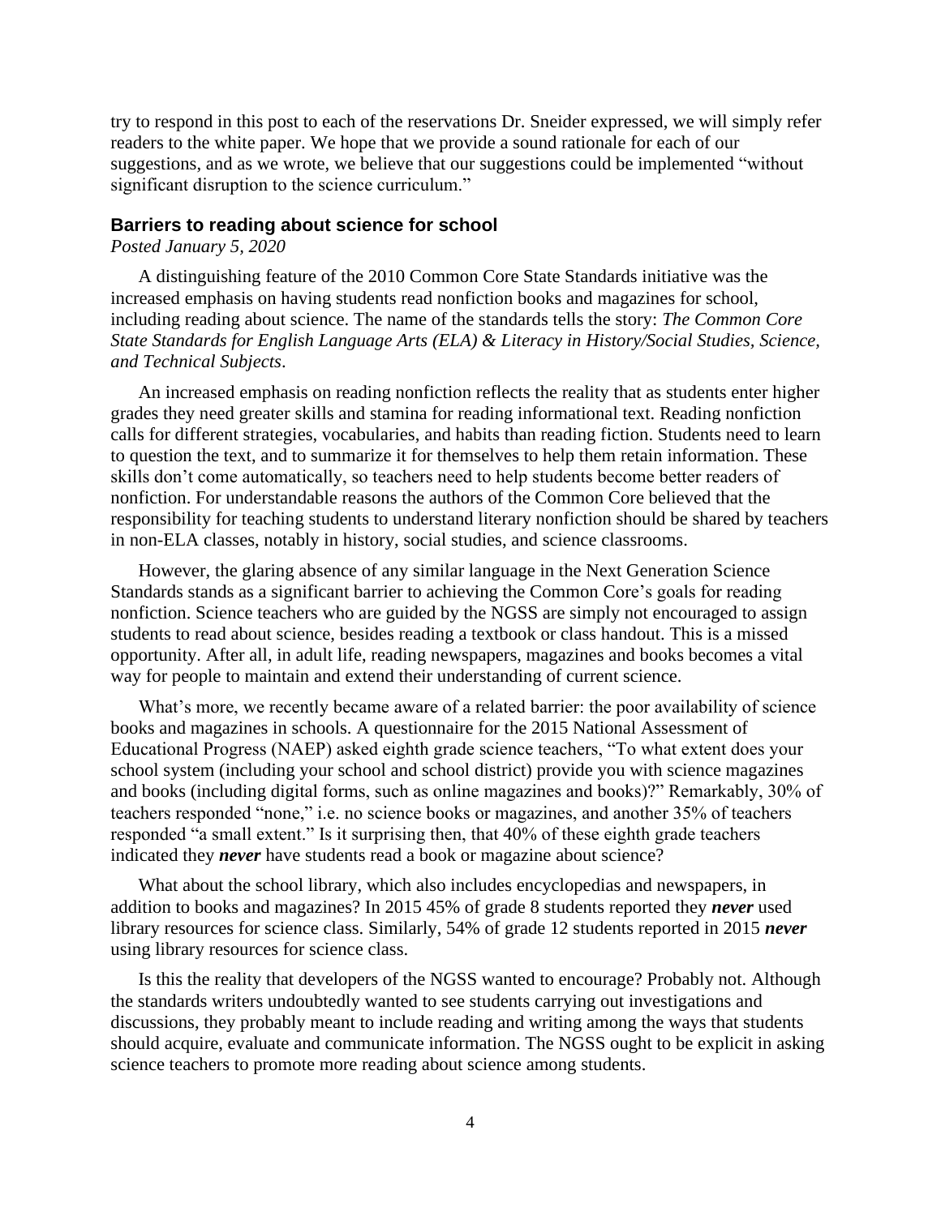try to respond in this post to each of the reservations Dr. Sneider expressed, we will simply refer readers to the white paper. We hope that we provide a sound rationale for each of our suggestions, and as we wrote, we believe that our suggestions could be implemented "without significant disruption to the science curriculum."

### Barriers to reading about science for school

*Posted January 5, 2020*

A distinguishing feature of the 2010 Common Core State Standards initiative was the increased emphasis on having students read nonfiction books and magazines for school, including reading about science. The name of the standards tells the story: *The Common Core State Standards for English Language Arts (ELA) & Literacy in History/Social Studies, Science, and Technical Subjects*.

An increased emphasis on reading nonfiction reflects the reality that as students enter higher grades they need greater skills and stamina for reading informational text. Reading nonfiction calls for different strategies, vocabularies, and habits than reading fiction. Students need to learn to question the text, and to summarize it for themselves to help them retain information. These skills don't come automatically, so teachers need to help students become better readers of nonfiction. For understandable reasons the authors of the Common Core believed that the responsibility for teaching students to understand literary nonfiction should be shared by teachers in non-ELA classes, notably in history, social studies, and science classrooms.

However, the glaring absence of any similar language in the Next Generation Science Standards stands as a significant barrier to achieving the Common Core's goals for reading nonfiction. Science teachers who are guided by the NGSS are simply not encouraged to assign students to read about science, besides reading a textbook or class handout. This is a missed opportunity. After all, in adult life, reading newspapers, magazines and books becomes a vital way for people to maintain and extend their understanding of current science.

What's more, we recently became aware of a related barrier: the poor availability of science books and magazines in schools. A questionnaire for the 2015 National Assessment of Educational Progress (NAEP) asked eighth grade science teachers, "To what extent does your school system (including your school and school district) provide you with science magazines and books (including digital forms, such as online magazines and books)?" Remarkably, 30% of teachers responded "none," i.e. no science books or magazines, and another 35% of teachers responded "a small extent." Is it surprising then, that 40% of these eighth grade teachers indicated they ***never*** have students read a book or magazine about science?

What about the school library, which also includes encyclopedias and newspapers, in addition to books and magazines? In 2015 45% of grade 8 students reported they ***never*** used library resources for science class. Similarly, 54% of grade 12 students reported in 2015 ***never*** using library resources for science class.

Is this the reality that developers of the NGSS wanted to encourage? Probably not. Although the standards writers undoubtedly wanted to see students carrying out investigations and discussions, they probably meant to include reading and writing among the ways that students should acquire, evaluate and communicate information. The NGSS ought to be explicit in asking science teachers to promote more reading about science among students.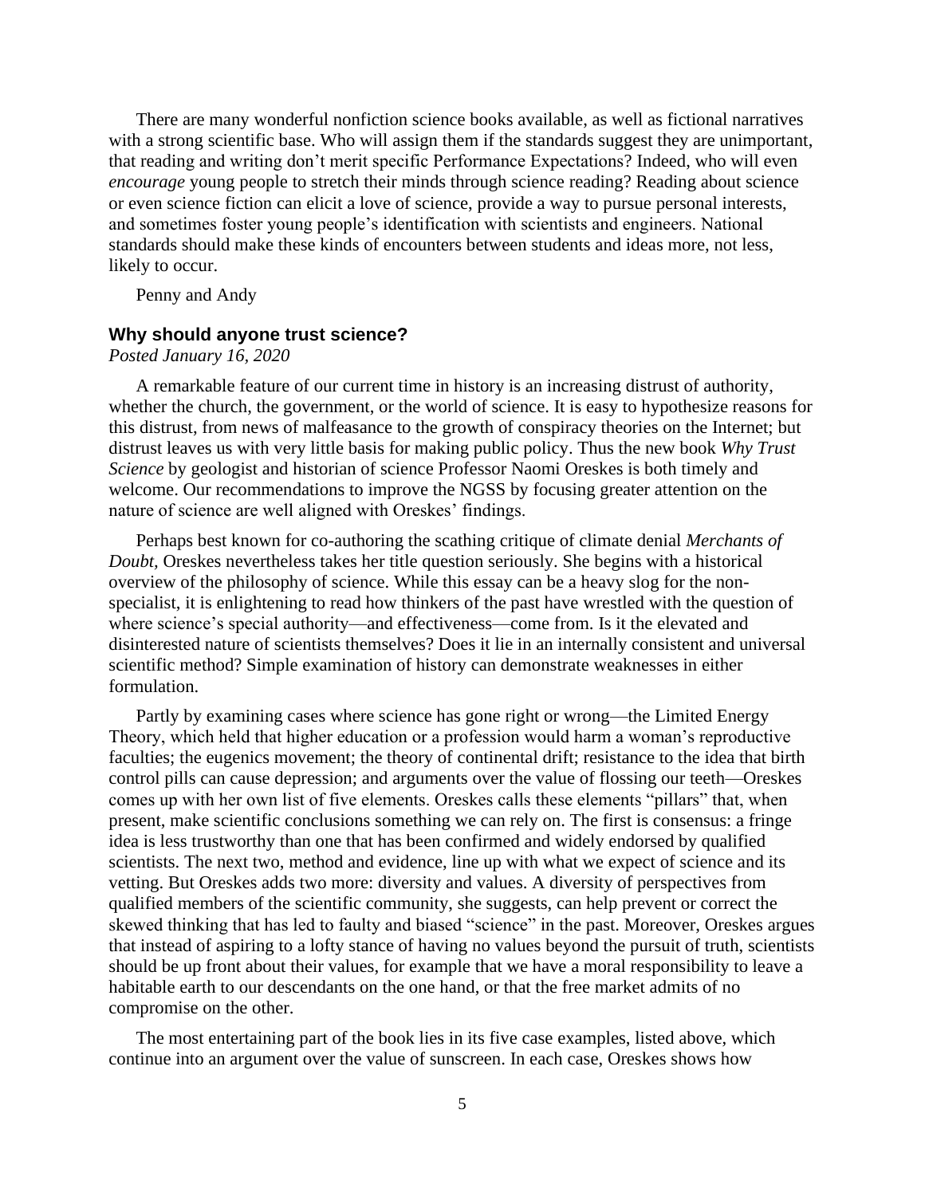There are many wonderful nonfiction science books available, as well as fictional narratives with a strong scientific base. Who will assign them if the standards suggest they are unimportant, that reading and writing don't merit specific Performance Expectations? Indeed, who will even *encourage* young people to stretch their minds through science reading? Reading about science or even science fiction can elicit a love of science, provide a way to pursue personal interests, and sometimes foster young people's identification with scientists and engineers. National standards should make these kinds of encounters between students and ideas more, not less, likely to occur.

Penny and Andy

### Why should anyone trust science?

*Posted January 16, 2020*

A remarkable feature of our current time in history is an increasing distrust of authority, whether the church, the government, or the world of science. It is easy to hypothesize reasons for this distrust, from news of malfeasance to the growth of conspiracy theories on the Internet; but distrust leaves us with very little basis for making public policy. Thus the new book *Why Trust Science* by geologist and historian of science Professor Naomi Oreskes is both timely and welcome. Our recommendations to improve the NGSS by focusing greater attention on the nature of science are well aligned with Oreskes' findings.

Perhaps best known for co-authoring the scathing critique of climate denial *Merchants of Doubt,* Oreskes nevertheless takes her title question seriously. She begins with a historical overview of the philosophy of science. While this essay can be a heavy slog for the non-specialist, it is enlightening to read how thinkers of the past have wrestled with the question of where science's special authority—and effectiveness—come from. Is it the elevated and disinterested nature of scientists themselves? Does it lie in an internally consistent and universal scientific method? Simple examination of history can demonstrate weaknesses in either formulation.

Partly by examining cases where science has gone right or wrong—the Limited Energy Theory, which held that higher education or a profession would harm a woman's reproductive faculties; the eugenics movement; the theory of continental drift; resistance to the idea that birth control pills can cause depression; and arguments over the value of flossing our teeth—Oreskes comes up with her own list of five elements. Oreskes calls these elements "pillars" that, when present, make scientific conclusions something we can rely on. The first is consensus: a fringe idea is less trustworthy than one that has been confirmed and widely endorsed by qualified scientists. The next two, method and evidence, line up with what we expect of science and its vetting. But Oreskes adds two more: diversity and values. A diversity of perspectives from qualified members of the scientific community, she suggests, can help prevent or correct the skewed thinking that has led to faulty and biased "science" in the past. Moreover, Oreskes argues that instead of aspiring to a lofty stance of having no values beyond the pursuit of truth, scientists should be up front about their values, for example that we have a moral responsibility to leave a habitable earth to our descendants on the one hand, or that the free market admits of no compromise on the other.

The most entertaining part of the book lies in its five case examples, listed above, which continue into an argument over the value of sunscreen. In each case, Oreskes shows how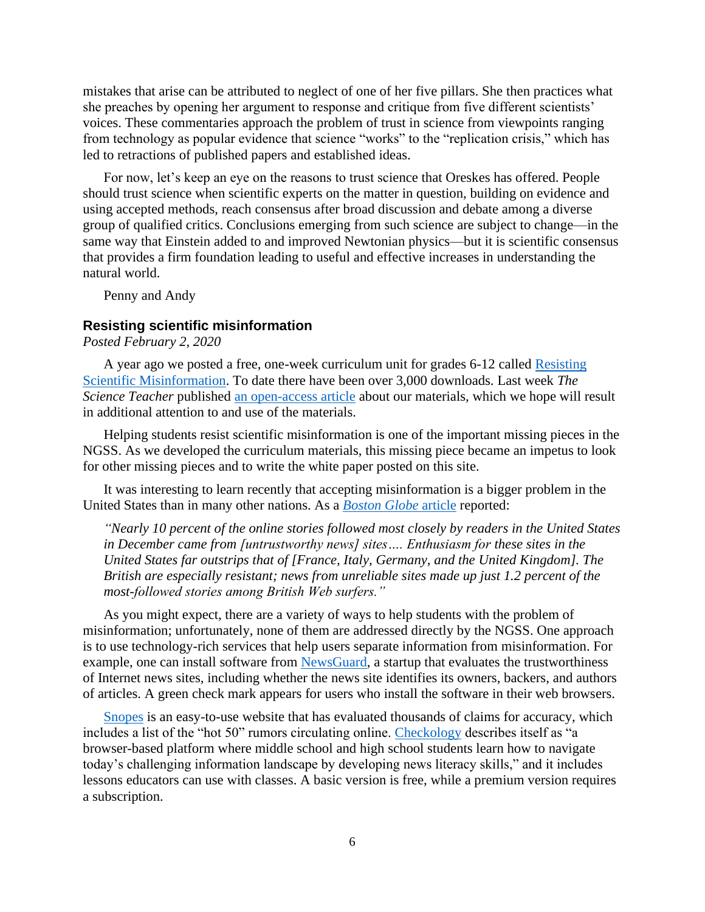mistakes that arise can be attributed to neglect of one of her five pillars. She then practices what she preaches by opening her argument to response and critique from five different scientists' voices. These commentaries approach the problem of trust in science from viewpoints ranging from technology as popular evidence that science "works" to the "replication crisis," which has led to retractions of published papers and established ideas.

For now, let's keep an eye on the reasons to trust science that Oreskes has offered. People should trust science when scientific experts on the matter in question, building on evidence and using accepted methods, reach consensus after broad discussion and debate among a diverse group of qualified critics. Conclusions emerging from such science are subject to change—in the same way that Einstein added to and improved Newtonian physics—but it is scientific consensus that provides a firm foundation leading to useful and effective increases in understanding the natural world.

Penny and Andy

### Resisting scientific misinformation

*Posted February 2, 2020*

A year ago we posted a free, one-week curriculum unit for grades 6-12 called Resisting Scientific Misinformation. To date there have been over 3,000 downloads. Last week *The Science Teacher* published an open-access article about our materials, which we hope will result in additional attention to and use of the materials.

Helping students resist scientific misinformation is one of the important missing pieces in the NGSS. As we developed the curriculum materials, this missing piece became an impetus to look for other missing pieces and to write the white paper posted on this site.

It was interesting to learn recently that accepting misinformation is a bigger problem in the United States than in many other nations. As a *Boston Globe* article reported:

*"Nearly 10 percent of the online stories followed most closely by readers in the United States in December came from [untrustworthy news] sites…. Enthusiasm for these sites in the United States far outstrips that of [France, Italy, Germany, and the United Kingdom]. The British are especially resistant; news from unreliable sites made up just 1.2 percent of the most-followed stories among British Web surfers."*

As you might expect, there are a variety of ways to help students with the problem of misinformation; unfortunately, none of them are addressed directly by the NGSS. One approach is to use technology-rich services that help users separate information from misinformation. For example, one can install software from NewsGuard, a startup that evaluates the trustworthiness of Internet news sites, including whether the news site identifies its owners, backers, and authors of articles. A green check mark appears for users who install the software in their web browsers.

Snopes is an easy-to-use website that has evaluated thousands of claims for accuracy, which includes a list of the "hot 50" rumors circulating online. Checkology describes itself as "a browser-based platform where middle school and high school students learn how to navigate today's challenging information landscape by developing news literacy skills," and it includes lessons educators can use with classes. A basic version is free, while a premium version requires a subscription.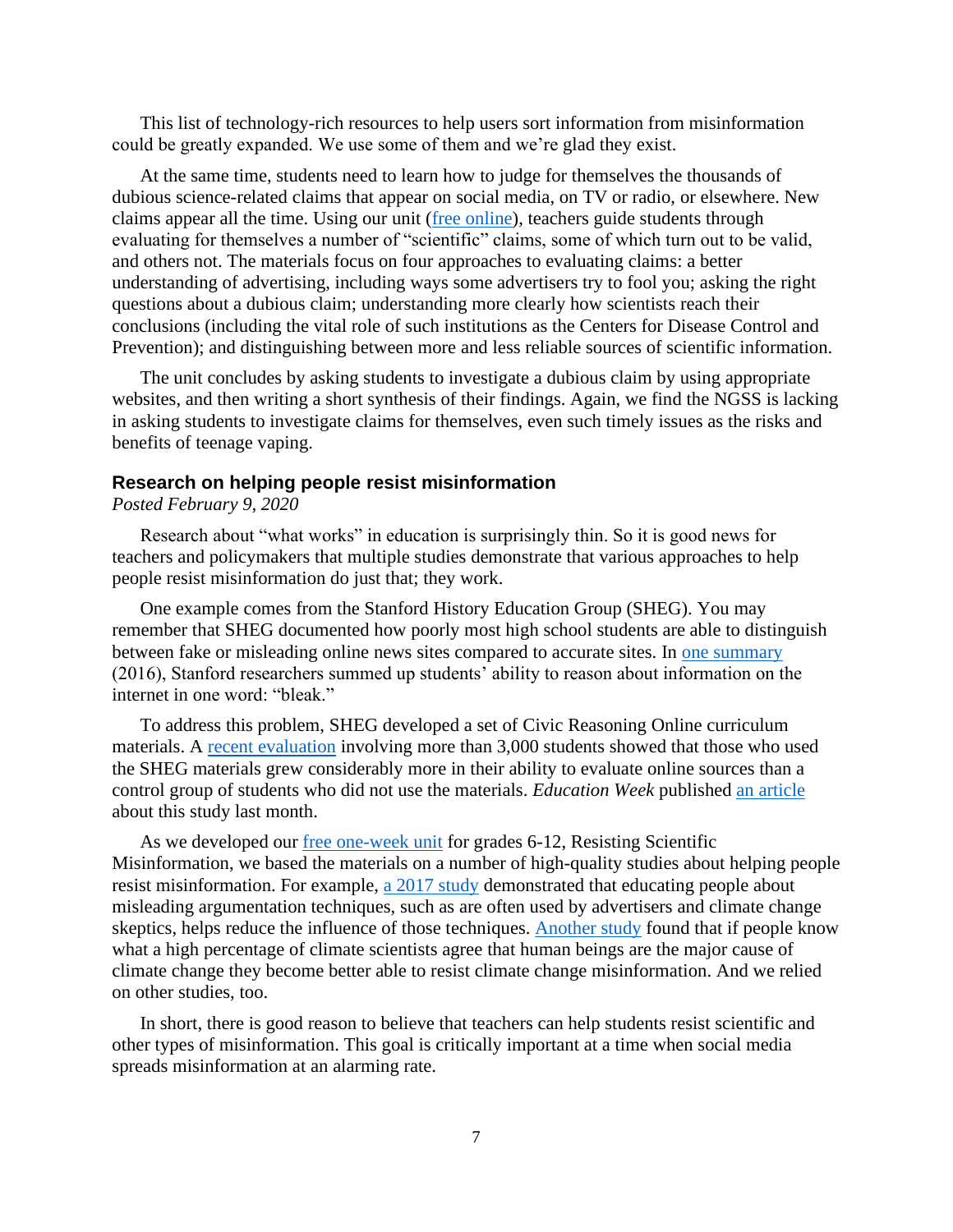This list of technology-rich resources to help users sort information from misinformation could be greatly expanded. We use some of them and we're glad they exist.

At the same time, students need to learn how to judge for themselves the thousands of dubious science-related claims that appear on social media, on TV or radio, or elsewhere. New claims appear all the time. Using our unit (free online), teachers guide students through evaluating for themselves a number of "scientific" claims, some of which turn out to be valid, and others not. The materials focus on four approaches to evaluating claims: a better understanding of advertising, including ways some advertisers try to fool you; asking the right questions about a dubious claim; understanding more clearly how scientists reach their conclusions (including the vital role of such institutions as the Centers for Disease Control and Prevention); and distinguishing between more and less reliable sources of scientific information.

The unit concludes by asking students to investigate a dubious claim by using appropriate websites, and then writing a short synthesis of their findings. Again, we find the NGSS is lacking in asking students to investigate claims for themselves, even such timely issues as the risks and benefits of teenage vaping.

### Research on helping people resist misinformation

*Posted February 9, 2020*

Research about "what works" in education is surprisingly thin. So it is good news for teachers and policymakers that multiple studies demonstrate that various approaches to help people resist misinformation do just that; they work.

One example comes from the Stanford History Education Group (SHEG). You may remember that SHEG documented how poorly most high school students are able to distinguish between fake or misleading online news sites compared to accurate sites. In one summary (2016), Stanford researchers summed up students' ability to reason about information on the internet in one word: "bleak."

To address this problem, SHEG developed a set of Civic Reasoning Online curriculum materials. A recent evaluation involving more than 3,000 students showed that those who used the SHEG materials grew considerably more in their ability to evaluate online sources than a control group of students who did not use the materials. *Education Week* published an article about this study last month.

As we developed our free one-week unit for grades 6-12, Resisting Scientific Misinformation, we based the materials on a number of high-quality studies about helping people resist misinformation. For example, a 2017 study demonstrated that educating people about misleading argumentation techniques, such as are often used by advertisers and climate change skeptics, helps reduce the influence of those techniques. Another study found that if people know what a high percentage of climate scientists agree that human beings are the major cause of climate change they become better able to resist climate change misinformation. And we relied on other studies, too.

In short, there is good reason to believe that teachers can help students resist scientific and other types of misinformation. This goal is critically important at a time when social media spreads misinformation at an alarming rate.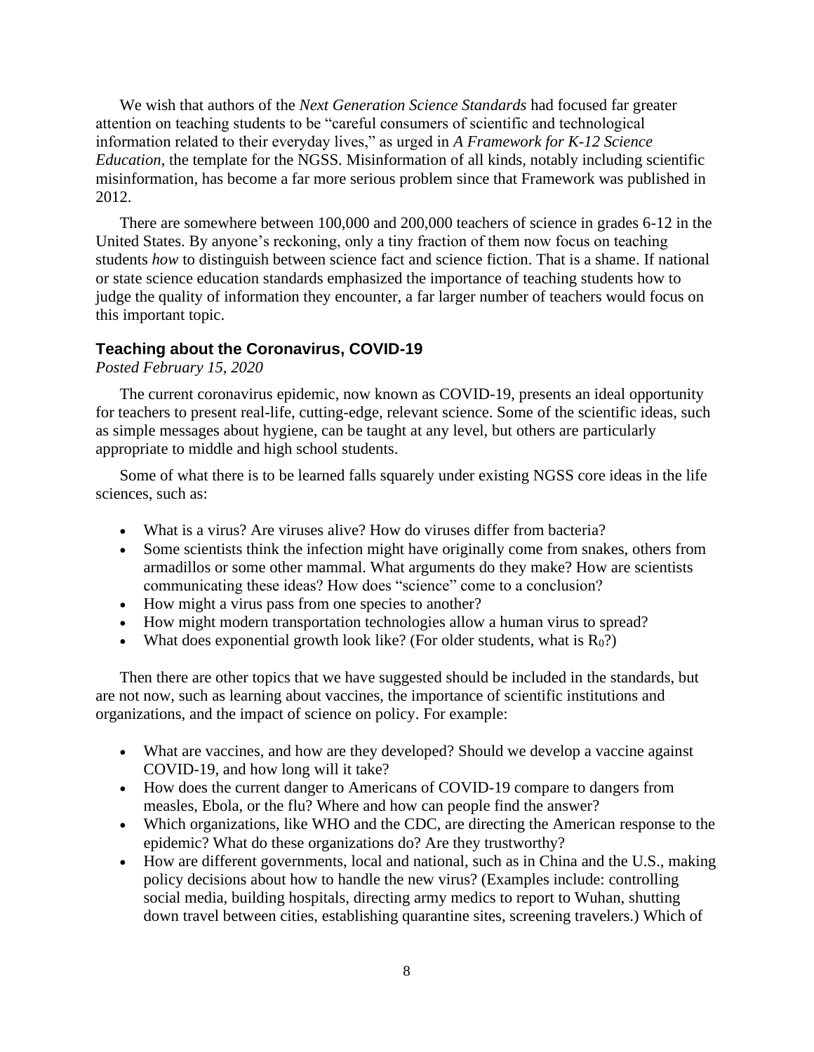We wish that authors of the *Next Generation Science Standards* had focused far greater attention on teaching students to be "careful consumers of scientific and technological information related to their everyday lives," as urged in *A Framework for K-12 Science Education*, the template for the NGSS. Misinformation of all kinds, notably including scientific misinformation, has become a far more serious problem since that Framework was published in 2012.

There are somewhere between 100,000 and 200,000 teachers of science in grades 6-12 in the United States. By anyone's reckoning, only a tiny fraction of them now focus on teaching students *how* to distinguish between science fact and science fiction. That is a shame. If national or state science education standards emphasized the importance of teaching students how to judge the quality of information they encounter, a far larger number of teachers would focus on this important topic.

### Teaching about the Coronavirus, COVID-19

*Posted February 15, 2020*

The current coronavirus epidemic, now known as COVID-19, presents an ideal opportunity for teachers to present real-life, cutting-edge, relevant science. Some of the scientific ideas, such as simple messages about hygiene, can be taught at any level, but others are particularly appropriate to middle and high school students.

Some of what there is to be learned falls squarely under existing NGSS core ideas in the life sciences, such as:

- What is a virus? Are viruses alive? How do viruses differ from bacteria?
- Some scientists think the infection might have originally come from snakes, others from armadillos or some other mammal. What arguments do they make? How are scientists communicating these ideas? How does "science" come to a conclusion?
- How might a virus pass from one species to another?
- How might modern transportation technologies allow a human virus to spread?
- What does exponential growth look like? (For older students, what is $R_0$?)

Then there are other topics that we have suggested should be included in the standards, but are not now, such as learning about vaccines, the importance of scientific institutions and organizations, and the impact of science on policy. For example:

- What are vaccines, and how are they developed? Should we develop a vaccine against COVID-19, and how long will it take?
- How does the current danger to Americans of COVID-19 compare to dangers from measles, Ebola, or the flu? Where and how can people find the answer?
- Which organizations, like WHO and the CDC, are directing the American response to the epidemic? What do these organizations do? Are they trustworthy?
- How are different governments, local and national, such as in China and the U.S., making policy decisions about how to handle the new virus? (Examples include: controlling social media, building hospitals, directing army medics to report to Wuhan, shutting down travel between cities, establishing quarantine sites, screening travelers.) Which of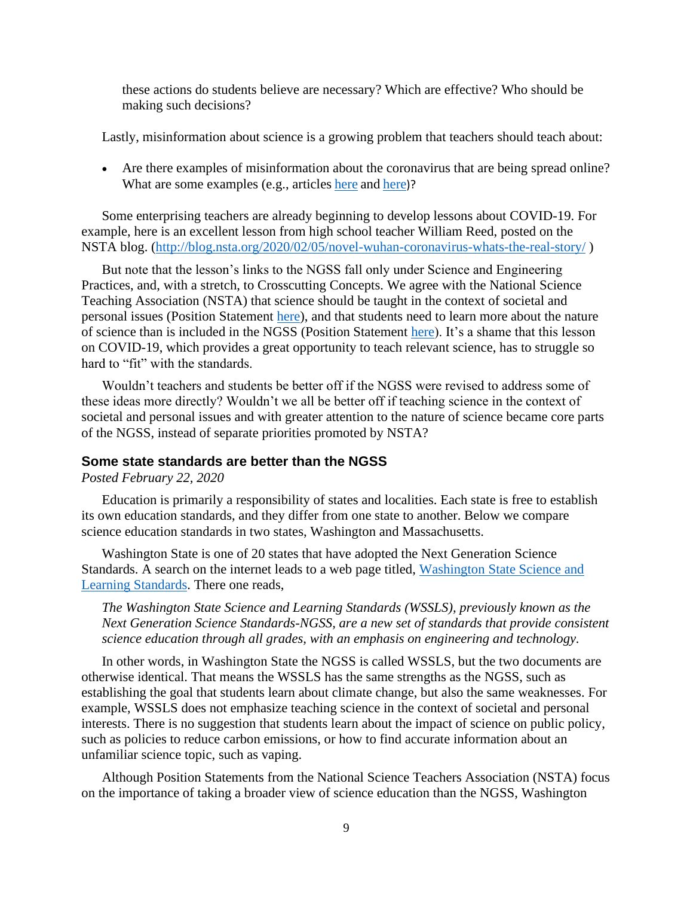these actions do students believe are necessary? Which are effective? Who should be making such decisions?

Lastly, misinformation about science is a growing problem that teachers should teach about:

- Are there examples of misinformation about the coronavirus that are being spread online? What are some examples (e.g., articles here and here)?

Some enterprising teachers are already beginning to develop lessons about COVID-19. For example, here is an excellent lesson from high school teacher William Reed, posted on the NSTA blog. (http://blog.nsta.org/2020/02/05/novel-wuhan-coronavirus-whats-the-real-story/ )

But note that the lesson's links to the NGSS fall only under Science and Engineering Practices, and, with a stretch, to Crosscutting Concepts. We agree with the National Science Teaching Association (NSTA) that science should be taught in the context of societal and personal issues (Position Statement here), and that students need to learn more about the nature of science than is included in the NGSS (Position Statement here). It's a shame that this lesson on COVID-19, which provides a great opportunity to teach relevant science, has to struggle so hard to "fit" with the standards.

Wouldn't teachers and students be better off if the NGSS were revised to address some of these ideas more directly? Wouldn't we all be better off if teaching science in the context of societal and personal issues and with greater attention to the nature of science became core parts of the NGSS, instead of separate priorities promoted by NSTA?

### Some state standards are better than the NGSS

*Posted February 22, 2020*

Education is primarily a responsibility of states and localities. Each state is free to establish its own education standards, and they differ from one state to another. Below we compare science education standards in two states, Washington and Massachusetts.

Washington State is one of 20 states that have adopted the Next Generation Science Standards. A search on the internet leads to a web page titled, Washington State Science and Learning Standards. There one reads,

> *The Washington State Science and Learning Standards (WSSLS), previously known as the Next Generation Science Standards-NGSS, are a new set of standards that provide consistent science education through all grades, with an emphasis on engineering and technology.*

In other words, in Washington State the NGSS is called WSSLS, but the two documents are otherwise identical. That means the WSSLS has the same strengths as the NGSS, such as establishing the goal that students learn about climate change, but also the same weaknesses. For example, WSSLS does not emphasize teaching science in the context of societal and personal interests. There is no suggestion that students learn about the impact of science on public policy, such as policies to reduce carbon emissions, or how to find accurate information about an unfamiliar science topic, such as vaping.

Although Position Statements from the National Science Teachers Association (NSTA) focus on the importance of taking a broader view of science education than the NGSS, Washington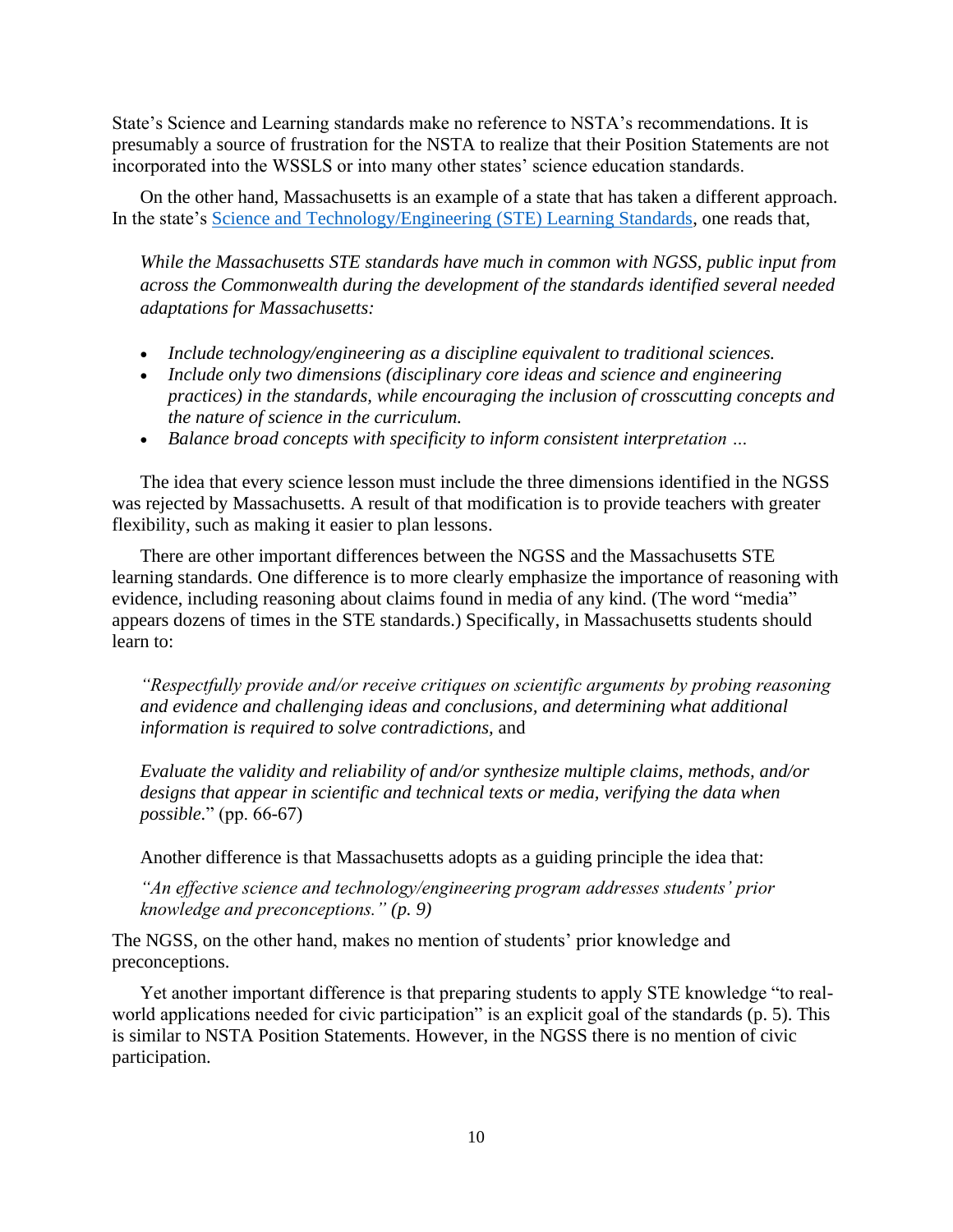State's Science and Learning standards make no reference to NSTA's recommendations. It is presumably a source of frustration for the NSTA to realize that their Position Statements are not incorporated into the WSSLS or into many other states' science education standards.

On the other hand, Massachusetts is an example of a state that has taken a different approach. In the state's [Science and Technology/Engineering (STE) Learning Standards](), one reads that,

> *While the Massachusetts STE standards have much in common with NGSS, public input from across the Commonwealth during the development of the standards identified several needed adaptations for Massachusetts:*

- *Include technology/engineering as a discipline equivalent to traditional sciences.*
- *Include only two dimensions (disciplinary core ideas and science and engineering practices) in the standards, while encouraging the inclusion of crosscutting concepts and the nature of science in the curriculum.*
- *Balance broad concepts with specificity to inform consistent interpretation …*

The idea that every science lesson must include the three dimensions identified in the NGSS was rejected by Massachusetts. A result of that modification is to provide teachers with greater flexibility, such as making it easier to plan lessons.

There are other important differences between the NGSS and the Massachusetts STE learning standards. One difference is to more clearly emphasize the importance of reasoning with evidence, including reasoning about claims found in media of any kind. (The word "media" appears dozens of times in the STE standards.) Specifically, in Massachusetts students should learn to:

> *"Respectfully provide and/or receive critiques on scientific arguments by probing reasoning and evidence and challenging ideas and conclusions, and determining what additional information is required to solve contradictions,* and
>
> *Evaluate the validity and reliability of and/or synthesize multiple claims, methods, and/or designs that appear in scientific and technical texts or media, verifying the data when possible.*" (pp. 66-67)

Another difference is that Massachusetts adopts as a guiding principle the idea that:

> *"An effective science and technology/engineering program addresses students' prior knowledge and preconceptions." (p. 9)*

The NGSS, on the other hand, makes no mention of students' prior knowledge and preconceptions.

Yet another important difference is that preparing students to apply STE knowledge "to real-world applications needed for civic participation" is an explicit goal of the standards (p. 5). This is similar to NSTA Position Statements. However, in the NGSS there is no mention of civic participation.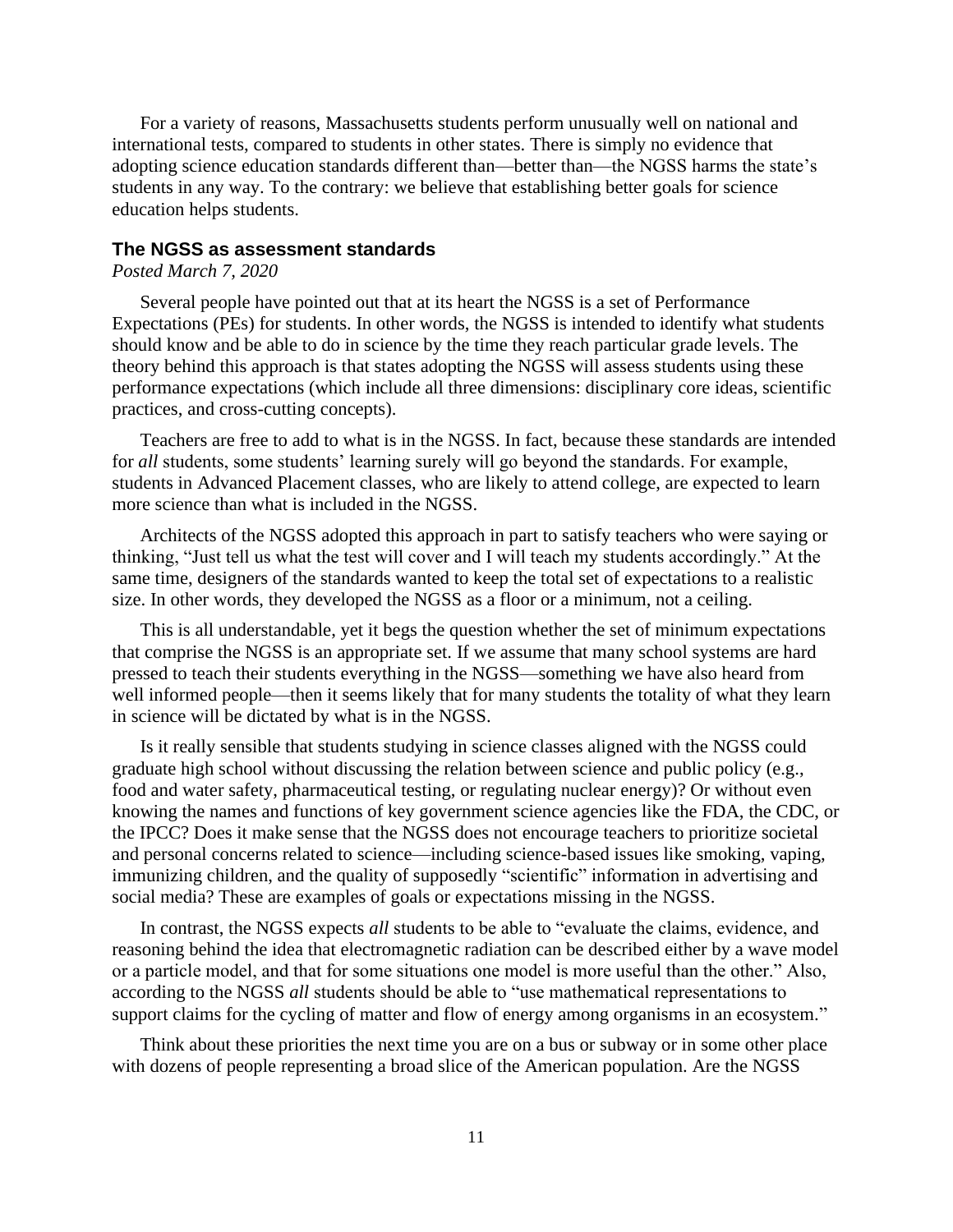For a variety of reasons, Massachusetts students perform unusually well on national and international tests, compared to students in other states. There is simply no evidence that adopting science education standards different than—better than—the NGSS harms the state's students in any way. To the contrary: we believe that establishing better goals for science education helps students.

### The NGSS as assessment standards

*Posted March 7, 2020*

Several people have pointed out that at its heart the NGSS is a set of Performance Expectations (PEs) for students. In other words, the NGSS is intended to identify what students should know and be able to do in science by the time they reach particular grade levels. The theory behind this approach is that states adopting the NGSS will assess students using these performance expectations (which include all three dimensions: disciplinary core ideas, scientific practices, and cross-cutting concepts).

Teachers are free to add to what is in the NGSS. In fact, because these standards are intended for *all* students, some students' learning surely will go beyond the standards. For example, students in Advanced Placement classes, who are likely to attend college, are expected to learn more science than what is included in the NGSS.

Architects of the NGSS adopted this approach in part to satisfy teachers who were saying or thinking, "Just tell us what the test will cover and I will teach my students accordingly." At the same time, designers of the standards wanted to keep the total set of expectations to a realistic size. In other words, they developed the NGSS as a floor or a minimum, not a ceiling.

This is all understandable, yet it begs the question whether the set of minimum expectations that comprise the NGSS is an appropriate set. If we assume that many school systems are hard pressed to teach their students everything in the NGSS—something we have also heard from well informed people—then it seems likely that for many students the totality of what they learn in science will be dictated by what is in the NGSS.

Is it really sensible that students studying in science classes aligned with the NGSS could graduate high school without discussing the relation between science and public policy (e.g., food and water safety, pharmaceutical testing, or regulating nuclear energy)? Or without even knowing the names and functions of key government science agencies like the FDA, the CDC, or the IPCC? Does it make sense that the NGSS does not encourage teachers to prioritize societal and personal concerns related to science—including science-based issues like smoking, vaping, immunizing children, and the quality of supposedly "scientific" information in advertising and social media? These are examples of goals or expectations missing in the NGSS.

In contrast, the NGSS expects *all* students to be able to "evaluate the claims, evidence, and reasoning behind the idea that electromagnetic radiation can be described either by a wave model or a particle model, and that for some situations one model is more useful than the other." Also, according to the NGSS *all* students should be able to "use mathematical representations to support claims for the cycling of matter and flow of energy among organisms in an ecosystem."

Think about these priorities the next time you are on a bus or subway or in some other place with dozens of people representing a broad slice of the American population. Are the NGSS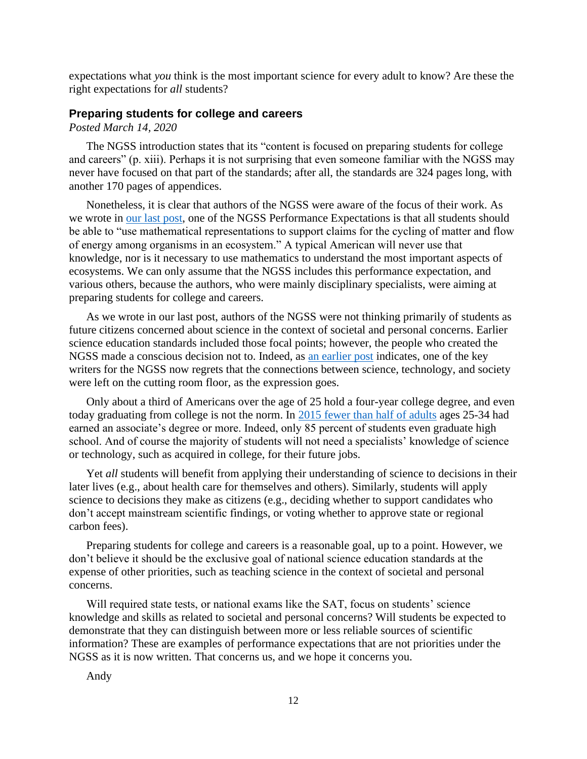expectations what *you* think is the most important science for every adult to know? Are these the right expectations for *all* students?

### Preparing students for college and careers

*Posted March 14, 2020*

The NGSS introduction states that its "content is focused on preparing students for college and careers" (p. xiii). Perhaps it is not surprising that even someone familiar with the NGSS may never have focused on that part of the standards; after all, the standards are 324 pages long, with another 170 pages of appendices.

Nonetheless, it is clear that authors of the NGSS were aware of the focus of their work. As we wrote in our last post, one of the NGSS Performance Expectations is that all students should be able to "use mathematical representations to support claims for the cycling of matter and flow of energy among organisms in an ecosystem." A typical American will never use that knowledge, nor is it necessary to use mathematics to understand the most important aspects of ecosystems. We can only assume that the NGSS includes this performance expectation, and various others, because the authors, who were mainly disciplinary specialists, were aiming at preparing students for college and careers.

As we wrote in our last post, authors of the NGSS were not thinking primarily of students as future citizens concerned about science in the context of societal and personal concerns. Earlier science education standards included those focal points; however, the people who created the NGSS made a conscious decision not to. Indeed, as an earlier post indicates, one of the key writers for the NGSS now regrets that the connections between science, technology, and society were left on the cutting room floor, as the expression goes.

Only about a third of Americans over the age of 25 hold a four-year college degree, and even today graduating from college is not the norm. In 2015 fewer than half of adults ages 25-34 had earned an associate's degree or more. Indeed, only 85 percent of students even graduate high school. And of course the majority of students will not need a specialists' knowledge of science or technology, such as acquired in college, for their future jobs.

Yet *all* students will benefit from applying their understanding of science to decisions in their later lives (e.g., about health care for themselves and others). Similarly, students will apply science to decisions they make as citizens (e.g., deciding whether to support candidates who don't accept mainstream scientific findings, or voting whether to approve state or regional carbon fees).

Preparing students for college and careers is a reasonable goal, up to a point. However, we don't believe it should be the exclusive goal of national science education standards at the expense of other priorities, such as teaching science in the context of societal and personal concerns.

Will required state tests, or national exams like the SAT, focus on students' science knowledge and skills as related to societal and personal concerns? Will students be expected to demonstrate that they can distinguish between more or less reliable sources of scientific information? These are examples of performance expectations that are not priorities under the NGSS as it is now written. That concerns us, and we hope it concerns you.

Andy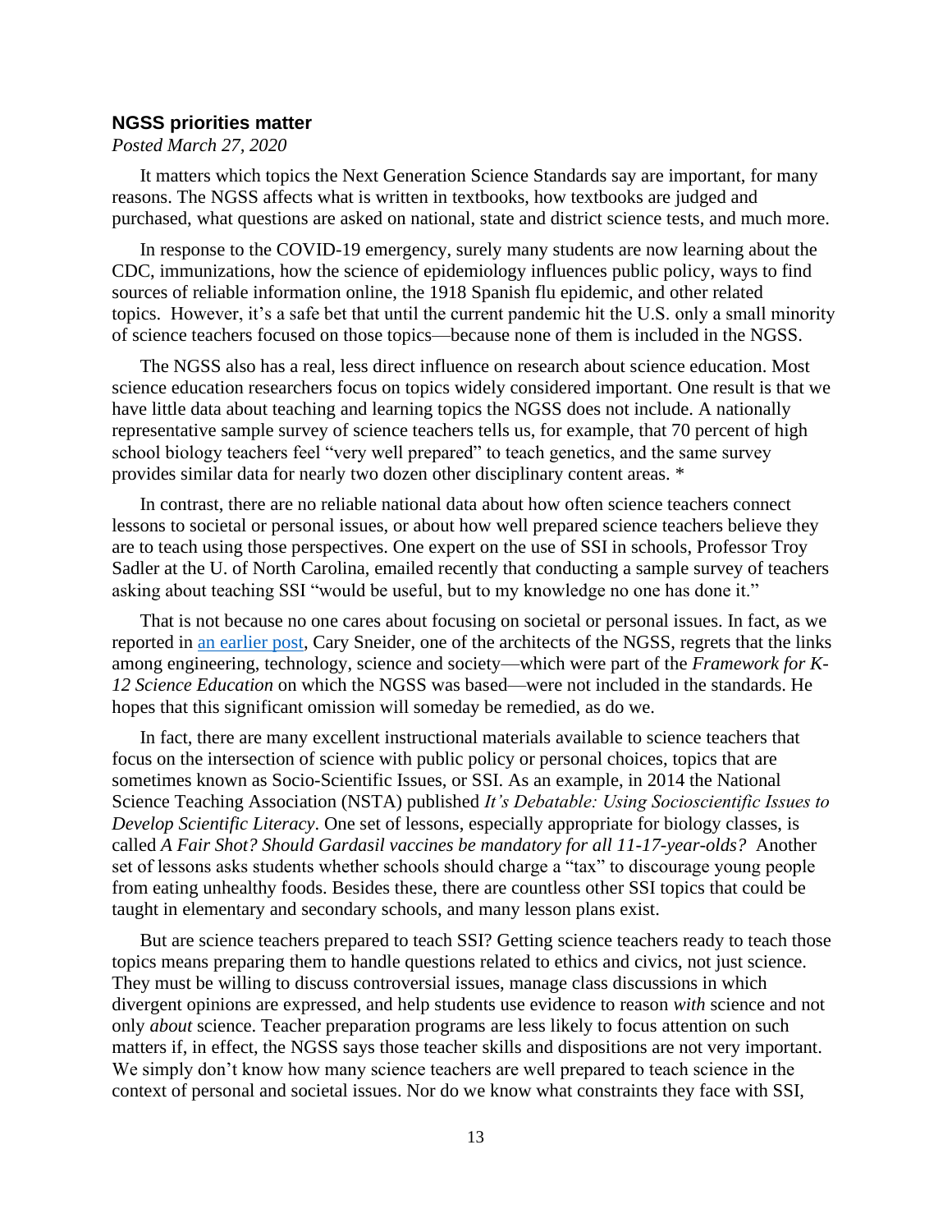## NGSS priorities matter

*Posted March 27, 2020*

It matters which topics the Next Generation Science Standards say are important, for many reasons. The NGSS affects what is written in textbooks, how textbooks are judged and purchased, what questions are asked on national, state and district science tests, and much more.

In response to the COVID-19 emergency, surely many students are now learning about the CDC, immunizations, how the science of epidemiology influences public policy, ways to find sources of reliable information online, the 1918 Spanish flu epidemic, and other related topics. However, it's a safe bet that until the current pandemic hit the U.S. only a small minority of science teachers focused on those topics—because none of them is included in the NGSS.

The NGSS also has a real, less direct influence on research about science education. Most science education researchers focus on topics widely considered important. One result is that we have little data about teaching and learning topics the NGSS does not include. A nationally representative sample survey of science teachers tells us, for example, that 70 percent of high school biology teachers feel "very well prepared" to teach genetics, and the same survey provides similar data for nearly two dozen other disciplinary content areas. *

In contrast, there are no reliable national data about how often science teachers connect lessons to societal or personal issues, or about how well prepared science teachers believe they are to teach using those perspectives. One expert on the use of SSI in schools, Professor Troy Sadler at the U. of North Carolina, emailed recently that conducting a sample survey of teachers asking about teaching SSI "would be useful, but to my knowledge no one has done it."

That is not because no one cares about focusing on societal or personal issues. In fact, as we reported in [an earlier post](), Cary Sneider, one of the architects of the NGSS, regrets that the links among engineering, technology, science and society—which were part of the *Framework for K-12 Science Education* on which the NGSS was based—were not included in the standards. He hopes that this significant omission will someday be remedied, as do we.

In fact, there are many excellent instructional materials available to science teachers that focus on the intersection of science with public policy or personal choices, topics that are sometimes known as Socio-Scientific Issues, or SSI. As an example, in 2014 the National Science Teaching Association (NSTA) published *It's Debatable: Using Socioscientific Issues to Develop Scientific Literacy*. One set of lessons, especially appropriate for biology classes, is called *A Fair Shot? Should Gardasil vaccines be mandatory for all 11-17-year-olds?* Another set of lessons asks students whether schools should charge a "tax" to discourage young people from eating unhealthy foods. Besides these, there are countless other SSI topics that could be taught in elementary and secondary schools, and many lesson plans exist.

But are science teachers prepared to teach SSI? Getting science teachers ready to teach those topics means preparing them to handle questions related to ethics and civics, not just science. They must be willing to discuss controversial issues, manage class discussions in which divergent opinions are expressed, and help students use evidence to reason *with* science and not only *about* science. Teacher preparation programs are less likely to focus attention on such matters if, in effect, the NGSS says those teacher skills and dispositions are not very important. We simply don't know how many science teachers are well prepared to teach science in the context of personal and societal issues. Nor do we know what constraints they face with SSI,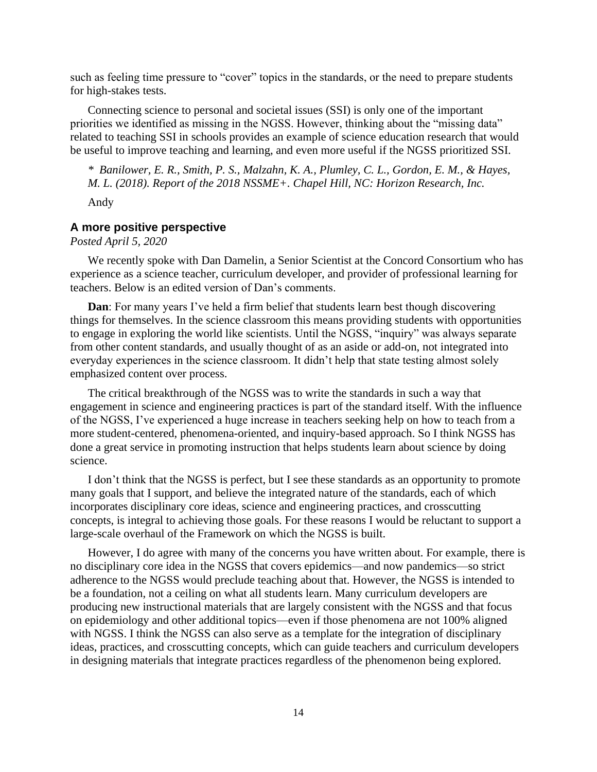such as feeling time pressure to "cover" topics in the standards, or the need to prepare students for high-stakes tests.

Connecting science to personal and societal issues (SSI) is only one of the important priorities we identified as missing in the NGSS. However, thinking about the "missing data" related to teaching SSI in schools provides an example of science education research that would be useful to improve teaching and learning, and even more useful if the NGSS prioritized SSI.

*\* Banilower, E. R., Smith, P. S., Malzahn, K. A., Plumley, C. L., Gordon, E. M., & Hayes, M. L. (2018). Report of the 2018 NSSME+. Chapel Hill, NC: Horizon Research, Inc.*

Andy

### A more positive perspective

*Posted April 5, 2020*

We recently spoke with Dan Damelin, a Senior Scientist at the Concord Consortium who has experience as a science teacher, curriculum developer, and provider of professional learning for teachers. Below is an edited version of Dan's comments.

**Dan**: For many years I've held a firm belief that students learn best though discovering things for themselves. In the science classroom this means providing students with opportunities to engage in exploring the world like scientists. Until the NGSS, "inquiry" was always separate from other content standards, and usually thought of as an aside or add-on, not integrated into everyday experiences in the science classroom. It didn't help that state testing almost solely emphasized content over process.

The critical breakthrough of the NGSS was to write the standards in such a way that engagement in science and engineering practices is part of the standard itself. With the influence of the NGSS, I've experienced a huge increase in teachers seeking help on how to teach from a more student-centered, phenomena-oriented, and inquiry-based approach. So I think NGSS has done a great service in promoting instruction that helps students learn about science by doing science.

I don't think that the NGSS is perfect, but I see these standards as an opportunity to promote many goals that I support, and believe the integrated nature of the standards, each of which incorporates disciplinary core ideas, science and engineering practices, and crosscutting concepts, is integral to achieving those goals. For these reasons I would be reluctant to support a large-scale overhaul of the Framework on which the NGSS is built.

However, I do agree with many of the concerns you have written about. For example, there is no disciplinary core idea in the NGSS that covers epidemics—and now pandemics—so strict adherence to the NGSS would preclude teaching about that. However, the NGSS is intended to be a foundation, not a ceiling on what all students learn. Many curriculum developers are producing new instructional materials that are largely consistent with the NGSS and that focus on epidemiology and other additional topics—even if those phenomena are not 100% aligned with NGSS. I think the NGSS can also serve as a template for the integration of disciplinary ideas, practices, and crosscutting concepts, which can guide teachers and curriculum developers in designing materials that integrate practices regardless of the phenomenon being explored.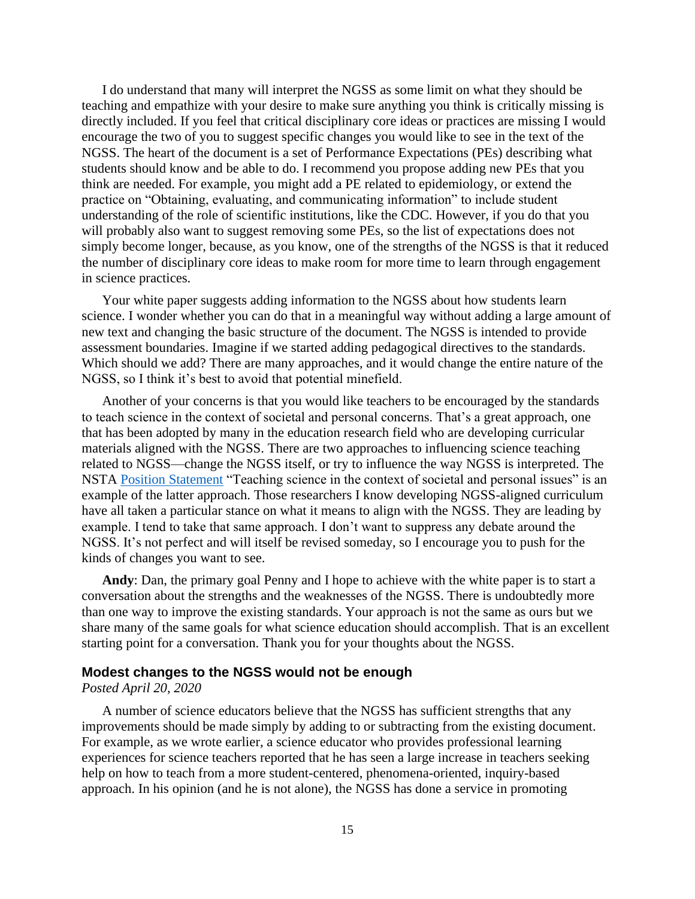I do understand that many will interpret the NGSS as some limit on what they should be teaching and empathize with your desire to make sure anything you think is critically missing is directly included. If you feel that critical disciplinary core ideas or practices are missing I would encourage the two of you to suggest specific changes you would like to see in the text of the NGSS. The heart of the document is a set of Performance Expectations (PEs) describing what students should know and be able to do. I recommend you propose adding new PEs that you think are needed. For example, you might add a PE related to epidemiology, or extend the practice on "Obtaining, evaluating, and communicating information" to include student understanding of the role of scientific institutions, like the CDC. However, if you do that you will probably also want to suggest removing some PEs, so the list of expectations does not simply become longer, because, as you know, one of the strengths of the NGSS is that it reduced the number of disciplinary core ideas to make room for more time to learn through engagement in science practices.

Your white paper suggests adding information to the NGSS about how students learn science. I wonder whether you can do that in a meaningful way without adding a large amount of new text and changing the basic structure of the document. The NGSS is intended to provide assessment boundaries. Imagine if we started adding pedagogical directives to the standards. Which should we add? There are many approaches, and it would change the entire nature of the NGSS, so I think it's best to avoid that potential minefield.

Another of your concerns is that you would like teachers to be encouraged by the standards to teach science in the context of societal and personal concerns. That's a great approach, one that has been adopted by many in the education research field who are developing curricular materials aligned with the NGSS. There are two approaches to influencing science teaching related to NGSS—change the NGSS itself, or try to influence the way NGSS is interpreted. The NSTA Position Statement "Teaching science in the context of societal and personal issues" is an example of the latter approach. Those researchers I know developing NGSS-aligned curriculum have all taken a particular stance on what it means to align with the NGSS. They are leading by example. I tend to take that same approach. I don't want to suppress any debate around the NGSS. It's not perfect and will itself be revised someday, so I encourage you to push for the kinds of changes you want to see.

**Andy**: Dan, the primary goal Penny and I hope to achieve with the white paper is to start a conversation about the strengths and the weaknesses of the NGSS. There is undoubtedly more than one way to improve the existing standards. Your approach is not the same as ours but we share many of the same goals for what science education should accomplish. That is an excellent starting point for a conversation. Thank you for your thoughts about the NGSS.

### Modest changes to the NGSS would not be enough

*Posted April 20, 2020*

A number of science educators believe that the NGSS has sufficient strengths that any improvements should be made simply by adding to or subtracting from the existing document. For example, as we wrote earlier, a science educator who provides professional learning experiences for science teachers reported that he has seen a large increase in teachers seeking help on how to teach from a more student-centered, phenomena-oriented, inquiry-based approach. In his opinion (and he is not alone), the NGSS has done a service in promoting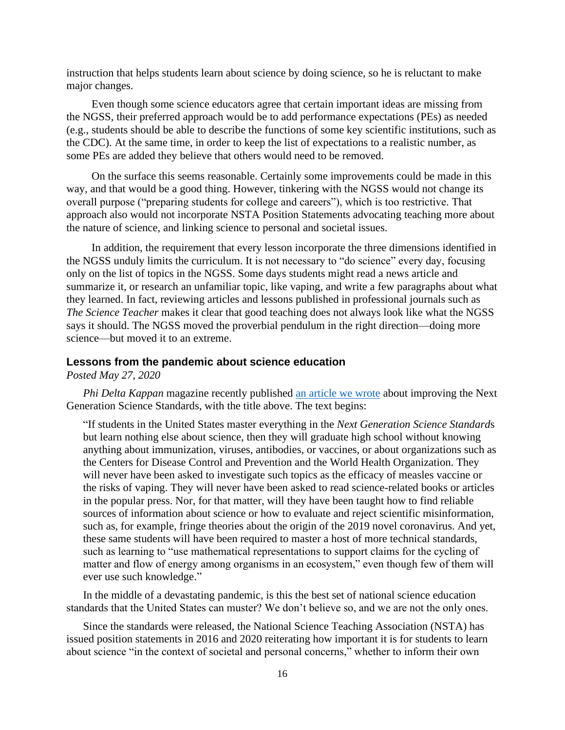instruction that helps students learn about science by doing science, so he is reluctant to make major changes.

Even though some science educators agree that certain important ideas are missing from the NGSS, their preferred approach would be to add performance expectations (PEs) as needed (e.g., students should be able to describe the functions of some key scientific institutions, such as the CDC). At the same time, in order to keep the list of expectations to a realistic number, as some PEs are added they believe that others would need to be removed.

On the surface this seems reasonable. Certainly some improvements could be made in this way, and that would be a good thing. However, tinkering with the NGSS would not change its overall purpose ("preparing students for college and careers"), which is too restrictive. That approach also would not incorporate NSTA Position Statements advocating teaching more about the nature of science, and linking science to personal and societal issues.

In addition, the requirement that every lesson incorporate the three dimensions identified in the NGSS unduly limits the curriculum. It is not necessary to "do science" every day, focusing only on the list of topics in the NGSS. Some days students might read a news article and summarize it, or research an unfamiliar topic, like vaping, and write a few paragraphs about what they learned. In fact, reviewing articles and lessons published in professional journals such as *The Science Teacher* makes it clear that good teaching does not always look like what the NGSS says it should. The NGSS moved the proverbial pendulum in the right direction—doing more science—but moved it to an extreme.

### Lessons from the pandemic about science education

*Posted May 27, 2020*

*Phi Delta Kappan* magazine recently published an article we wrote about improving the Next Generation Science Standards, with the title above. The text begins:

> "If students in the United States master everything in the *Next Generation Science Standards* but learn nothing else about science, then they will graduate high school without knowing anything about immunization, viruses, antibodies, or vaccines, or about organizations such as the Centers for Disease Control and Prevention and the World Health Organization. They will never have been asked to investigate such topics as the efficacy of measles vaccine or the risks of vaping. They will never have been asked to read science-related books or articles in the popular press. Nor, for that matter, will they have been taught how to find reliable sources of information about science or how to evaluate and reject scientific misinformation, such as, for example, fringe theories about the origin of the 2019 novel coronavirus. And yet, these same students will have been required to master a host of more technical standards, such as learning to "use mathematical representations to support claims for the cycling of matter and flow of energy among organisms in an ecosystem," even though few of them will ever use such knowledge."

In the middle of a devastating pandemic, is this the best set of national science education standards that the United States can muster? We don't believe so, and we are not the only ones.

Since the standards were released, the National Science Teaching Association (NSTA) has issued position statements in 2016 and 2020 reiterating how important it is for students to learn about science "in the context of societal and personal concerns," whether to inform their own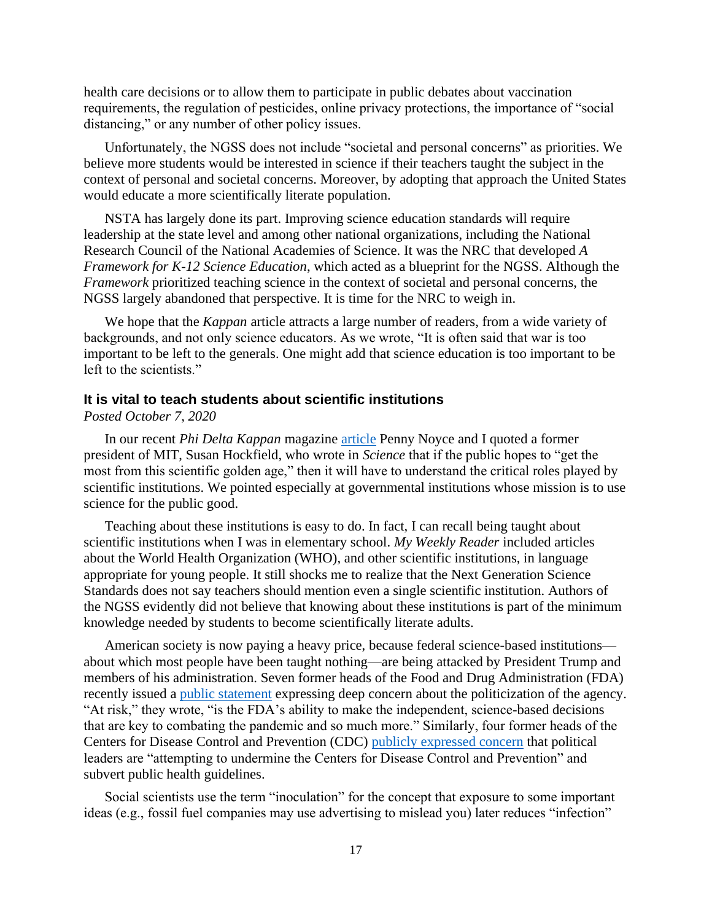health care decisions or to allow them to participate in public debates about vaccination requirements, the regulation of pesticides, online privacy protections, the importance of "social distancing," or any number of other policy issues.

Unfortunately, the NGSS does not include "societal and personal concerns" as priorities. We believe more students would be interested in science if their teachers taught the subject in the context of personal and societal concerns. Moreover, by adopting that approach the United States would educate a more scientifically literate population.

NSTA has largely done its part. Improving science education standards will require leadership at the state level and among other national organizations, including the National Research Council of the National Academies of Science. It was the NRC that developed *A Framework for K-12 Science Education*, which acted as a blueprint for the NGSS. Although the *Framework* prioritized teaching science in the context of societal and personal concerns, the NGSS largely abandoned that perspective. It is time for the NRC to weigh in.

We hope that the *Kappan* article attracts a large number of readers, from a wide variety of backgrounds, and not only science educators. As we wrote, "It is often said that war is too important to be left to the generals. One might add that science education is too important to be left to the scientists."

### It is vital to teach students about scientific institutions

*Posted October 7, 2020*

In our recent *Phi Delta Kappan* magazine article Penny Noyce and I quoted a former president of MIT, Susan Hockfield, who wrote in *Science* that if the public hopes to "get the most from this scientific golden age," then it will have to understand the critical roles played by scientific institutions. We pointed especially at governmental institutions whose mission is to use science for the public good.

Teaching about these institutions is easy to do. In fact, I can recall being taught about scientific institutions when I was in elementary school. *My Weekly Reader* included articles about the World Health Organization (WHO), and other scientific institutions, in language appropriate for young people. It still shocks me to realize that the Next Generation Science Standards does not say teachers should mention even a single scientific institution. Authors of the NGSS evidently did not believe that knowing about these institutions is part of the minimum knowledge needed by students to become scientifically literate adults.

American society is now paying a heavy price, because federal science-based institutions—about which most people have been taught nothing—are being attacked by President Trump and members of his administration. Seven former heads of the Food and Drug Administration (FDA) recently issued a public statement expressing deep concern about the politicization of the agency. "At risk," they wrote, "is the FDA's ability to make the independent, science-based decisions that are key to combating the pandemic and so much more." Similarly, four former heads of the Centers for Disease Control and Prevention (CDC) publicly expressed concern that political leaders are "attempting to undermine the Centers for Disease Control and Prevention" and subvert public health guidelines.

Social scientists use the term "inoculation" for the concept that exposure to some important ideas (e.g., fossil fuel companies may use advertising to mislead you) later reduces "infection"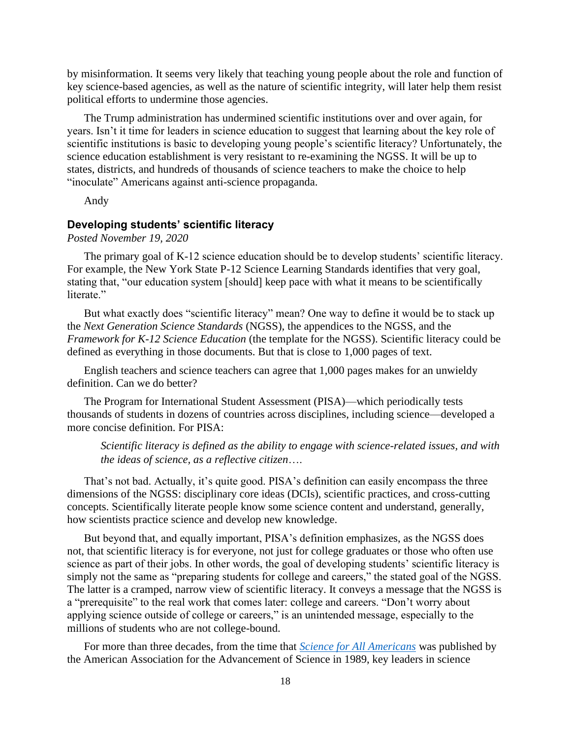by misinformation. It seems very likely that teaching young people about the role and function of key science-based agencies, as well as the nature of scientific integrity, will later help them resist political efforts to undermine those agencies.

The Trump administration has undermined scientific institutions over and over again, for years. Isn't it time for leaders in science education to suggest that learning about the key role of scientific institutions is basic to developing young people's scientific literacy? Unfortunately, the science education establishment is very resistant to re-examining the NGSS. It will be up to states, districts, and hundreds of thousands of science teachers to make the choice to help "inoculate" Americans against anti-science propaganda.

Andy

### Developing students' scientific literacy

*Posted November 19, 2020*

The primary goal of K-12 science education should be to develop students' scientific literacy. For example, the New York State P-12 Science Learning Standards identifies that very goal, stating that, "our education system [should] keep pace with what it means to be scientifically literate."

But what exactly does "scientific literacy" mean? One way to define it would be to stack up the *Next Generation Science Standards* (NGSS), the appendices to the NGSS, and the *Framework for K-12 Science Education* (the template for the NGSS). Scientific literacy could be defined as everything in those documents. But that is close to 1,000 pages of text.

English teachers and science teachers can agree that 1,000 pages makes for an unwieldy definition. Can we do better?

The Program for International Student Assessment (PISA)—which periodically tests thousands of students in dozens of countries across disciplines, including science—developed a more concise definition. For PISA:

> *Scientific literacy is defined as the ability to engage with science-related issues, and with the ideas of science, as a reflective citizen*….

That's not bad. Actually, it's quite good. PISA's definition can easily encompass the three dimensions of the NGSS: disciplinary core ideas (DCIs), scientific practices, and cross-cutting concepts. Scientifically literate people know some science content and understand, generally, how scientists practice science and develop new knowledge.

But beyond that, and equally important, PISA's definition emphasizes, as the NGSS does not, that scientific literacy is for everyone, not just for college graduates or those who often use science as part of their jobs. In other words, the goal of developing students' scientific literacy is simply not the same as "preparing students for college and careers," the stated goal of the NGSS. The latter is a cramped, narrow view of scientific literacy. It conveys a message that the NGSS is a "prerequisite" to the real work that comes later: college and careers. "Don't worry about applying science outside of college or careers," is an unintended message, especially to the millions of students who are not college-bound.

For more than three decades, from the time that *Science for All Americans* was published by the American Association for the Advancement of Science in 1989, key leaders in science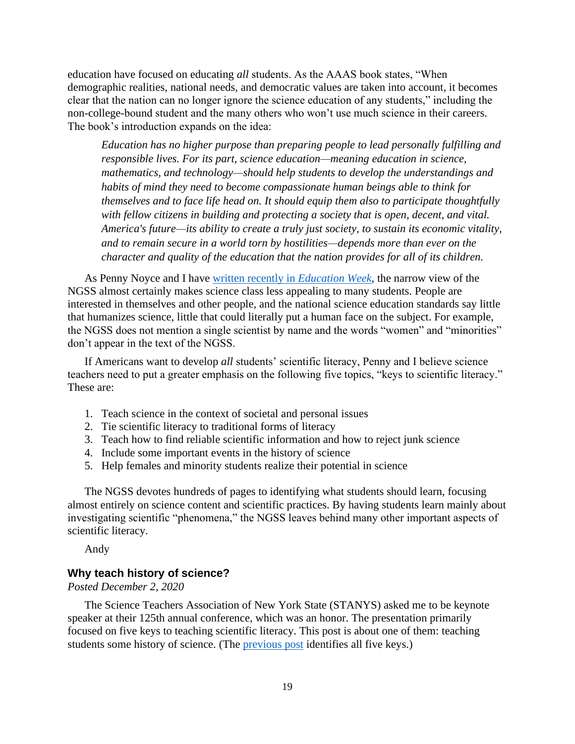education have focused on educating *all* students. As the AAAS book states, "When demographic realities, national needs, and democratic values are taken into account, it becomes clear that the nation can no longer ignore the science education of any students," including the non-college-bound student and the many others who won't use much science in their careers. The book's introduction expands on the idea:

> *Education has no higher purpose than preparing people to lead personally fulfilling and responsible lives. For its part, science education—meaning education in science, mathematics, and technology—should help students to develop the understandings and habits of mind they need to become compassionate human beings able to think for themselves and to face life head on. It should equip them also to participate thoughtfully with fellow citizens in building and protecting a society that is open, decent, and vital. America's future—its ability to create a truly just society, to sustain its economic vitality, and to remain secure in a world torn by hostilities—depends more than ever on the character and quality of the education that the nation provides for all of its children.*

As Penny Noyce and I have written recently in *Education Week*, the narrow view of the NGSS almost certainly makes science class less appealing to many students. People are interested in themselves and other people, and the national science education standards say little that humanizes science, little that could literally put a human face on the subject. For example, the NGSS does not mention a single scientist by name and the words "women" and "minorities" don't appear in the text of the NGSS.

If Americans want to develop *all* students' scientific literacy, Penny and I believe science teachers need to put a greater emphasis on the following five topics, "keys to scientific literacy." These are:

1. Teach science in the context of societal and personal issues
2. Tie scientific literacy to traditional forms of literacy
3. Teach how to find reliable scientific information and how to reject junk science
4. Include some important events in the history of science
5. Help females and minority students realize their potential in science

The NGSS devotes hundreds of pages to identifying what students should learn, focusing almost entirely on science content and scientific practices. By having students learn mainly about investigating scientific "phenomena," the NGSS leaves behind many other important aspects of scientific literacy.

Andy

### Why teach history of science?

*Posted December 2, 2020*

The Science Teachers Association of New York State (STANYS) asked me to be keynote speaker at their 125th annual conference, which was an honor. The presentation primarily focused on five keys to teaching scientific literacy. This post is about one of them: teaching students some history of science. (The previous post identifies all five keys.)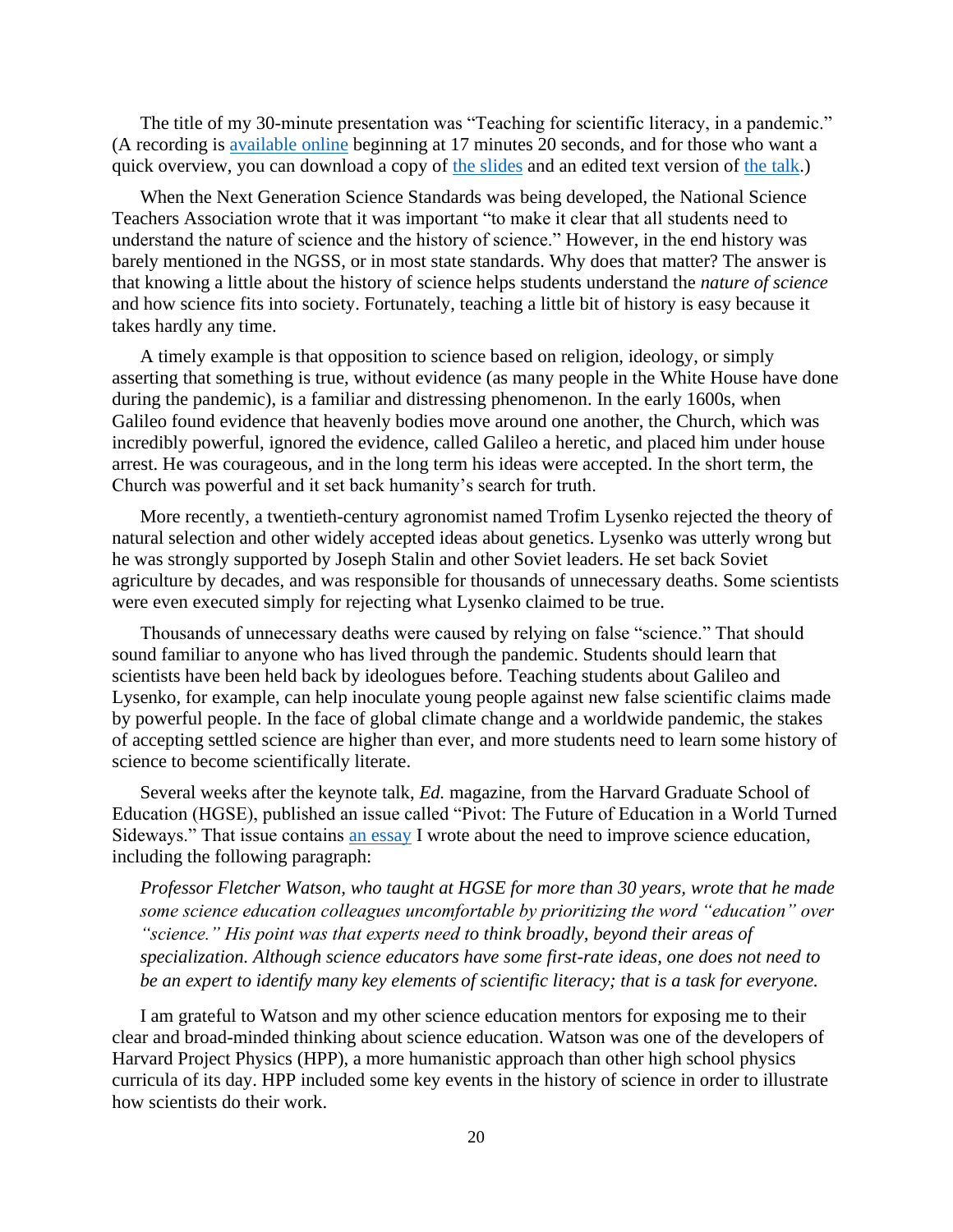The title of my 30-minute presentation was "Teaching for scientific literacy, in a pandemic." (A recording is available online beginning at 17 minutes 20 seconds, and for those who want a quick overview, you can download a copy of the slides and an edited text version of the talk.)

When the Next Generation Science Standards was being developed, the National Science Teachers Association wrote that it was important "to make it clear that all students need to understand the nature of science and the history of science." However, in the end history was barely mentioned in the NGSS, or in most state standards. Why does that matter? The answer is that knowing a little about the history of science helps students understand the *nature of science* and how science fits into society. Fortunately, teaching a little bit of history is easy because it takes hardly any time.

A timely example is that opposition to science based on religion, ideology, or simply asserting that something is true, without evidence (as many people in the White House have done during the pandemic), is a familiar and distressing phenomenon. In the early 1600s, when Galileo found evidence that heavenly bodies move around one another, the Church, which was incredibly powerful, ignored the evidence, called Galileo a heretic, and placed him under house arrest. He was courageous, and in the long term his ideas were accepted. In the short term, the Church was powerful and it set back humanity's search for truth.

More recently, a twentieth-century agronomist named Trofim Lysenko rejected the theory of natural selection and other widely accepted ideas about genetics. Lysenko was utterly wrong but he was strongly supported by Joseph Stalin and other Soviet leaders. He set back Soviet agriculture by decades, and was responsible for thousands of unnecessary deaths. Some scientists were even executed simply for rejecting what Lysenko claimed to be true.

Thousands of unnecessary deaths were caused by relying on false "science." That should sound familiar to anyone who has lived through the pandemic. Students should learn that scientists have been held back by ideologues before. Teaching students about Galileo and Lysenko, for example, can help inoculate young people against new false scientific claims made by powerful people. In the face of global climate change and a worldwide pandemic, the stakes of accepting settled science are higher than ever, and more students need to learn some history of science to become scientifically literate.

Several weeks after the keynote talk, *Ed.* magazine, from the Harvard Graduate School of Education (HGSE), published an issue called "Pivot: The Future of Education in a World Turned Sideways." That issue contains an essay I wrote about the need to improve science education, including the following paragraph:

> *Professor Fletcher Watson, who taught at HGSE for more than 30 years, wrote that he made some science education colleagues uncomfortable by prioritizing the word "education" over "science." His point was that experts need to think broadly, beyond their areas of specialization. Although science educators have some first-rate ideas, one does not need to be an expert to identify many key elements of scientific literacy; that is a task for everyone.*

I am grateful to Watson and my other science education mentors for exposing me to their clear and broad-minded thinking about science education. Watson was one of the developers of Harvard Project Physics (HPP), a more humanistic approach than other high school physics curricula of its day. HPP included some key events in the history of science in order to illustrate how scientists do their work.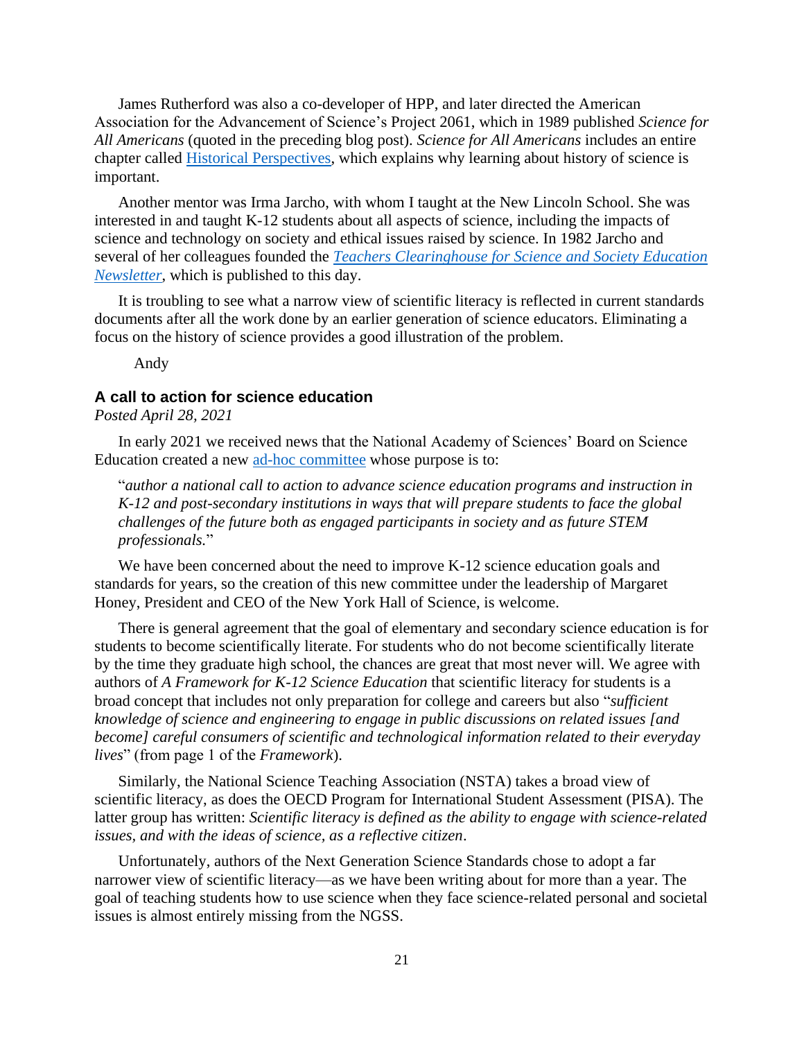James Rutherford was also a co-developer of HPP, and later directed the American Association for the Advancement of Science's Project 2061, which in 1989 published *Science for All Americans* (quoted in the preceding blog post). *Science for All Americans* includes an entire chapter called Historical Perspectives, which explains why learning about history of science is important.

Another mentor was Irma Jarcho, with whom I taught at the New Lincoln School. She was interested in and taught K-12 students about all aspects of science, including the impacts of science and technology on society and ethical issues raised by science. In 1982 Jarcho and several of her colleagues founded the *Teachers Clearinghouse for Science and Society Education Newsletter*, which is published to this day.

It is troubling to see what a narrow view of scientific literacy is reflected in current standards documents after all the work done by an earlier generation of science educators. Eliminating a focus on the history of science provides a good illustration of the problem.

Andy

### A call to action for science education

*Posted April 28, 2021*

In early 2021 we received news that the National Academy of Sciences' Board on Science Education created a new ad-hoc committee whose purpose is to:

"*author a national call to action to advance science education programs and instruction in K-12 and post-secondary institutions in ways that will prepare students to face the global challenges of the future both as engaged participants in society and as future STEM professionals.*"

We have been concerned about the need to improve K-12 science education goals and standards for years, so the creation of this new committee under the leadership of Margaret Honey, President and CEO of the New York Hall of Science, is welcome.

There is general agreement that the goal of elementary and secondary science education is for students to become scientifically literate. For students who do not become scientifically literate by the time they graduate high school, the chances are great that most never will. We agree with authors of *A Framework for K-12 Science Education* that scientific literacy for students is a broad concept that includes not only preparation for college and careers but also "*sufficient knowledge of science and engineering to engage in public discussions on related issues [and become] careful consumers of scientific and technological information related to their everyday lives*" (from page 1 of the *Framework*).

Similarly, the National Science Teaching Association (NSTA) takes a broad view of scientific literacy, as does the OECD Program for International Student Assessment (PISA). The latter group has written: *Scientific literacy is defined as the ability to engage with science-related issues, and with the ideas of science, as a reflective citizen*.

Unfortunately, authors of the Next Generation Science Standards chose to adopt a far narrower view of scientific literacy—as we have been writing about for more than a year. The goal of teaching students how to use science when they face science-related personal and societal issues is almost entirely missing from the NGSS.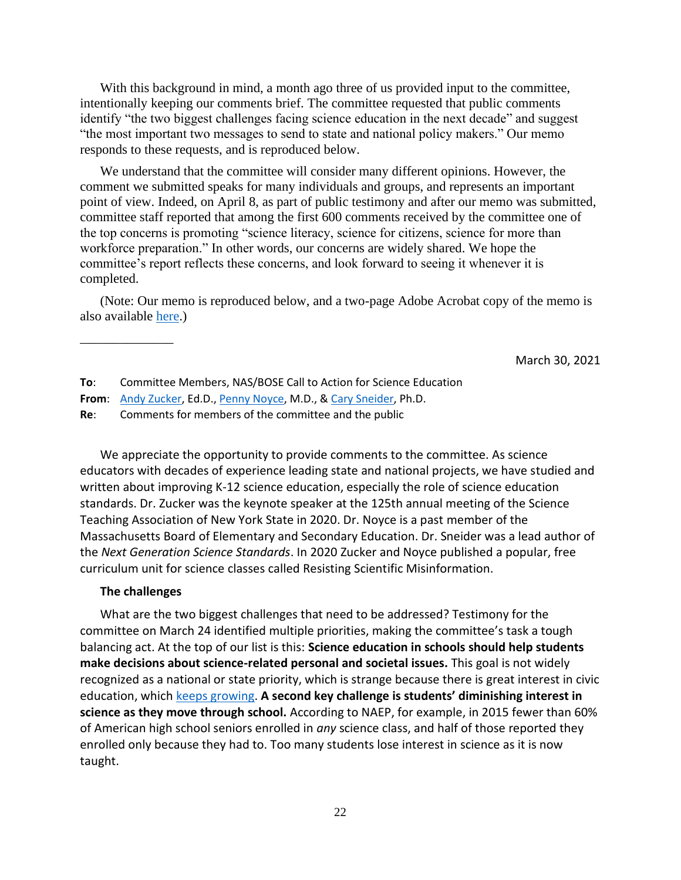With this background in mind, a month ago three of us provided input to the committee, intentionally keeping our comments brief. The committee requested that public comments identify "the two biggest challenges facing science education in the next decade" and suggest "the most important two messages to send to state and national policy makers." Our memo responds to these requests, and is reproduced below.

We understand that the committee will consider many different opinions. However, the comment we submitted speaks for many individuals and groups, and represents an important point of view. Indeed, on April 8, as part of public testimony and after our memo was submitted, committee staff reported that among the first 600 comments received by the committee one of the top concerns is promoting "science literacy, science for citizens, science for more than workforce preparation." In other words, our concerns are widely shared. We hope the committee's report reflects these concerns, and look forward to seeing it whenever it is completed.

(Note: Our memo is reproduced below, and a two-page Adobe Acrobat copy of the memo is also available here.)

______________

March 30, 2021

**To**: Committee Members, NAS/BOSE Call to Action for Science Education
**From**: Andy Zucker, Ed.D., Penny Noyce, M.D., & Cary Sneider, Ph.D.
**Re**: Comments for members of the committee and the public

We appreciate the opportunity to provide comments to the committee. As science educators with decades of experience leading state and national projects, we have studied and written about improving K-12 science education, especially the role of science education standards. Dr. Zucker was the keynote speaker at the 125th annual meeting of the Science Teaching Association of New York State in 2020. Dr. Noyce is a past member of the Massachusetts Board of Elementary and Secondary Education. Dr. Sneider was a lead author of the *Next Generation Science Standards*. In 2020 Zucker and Noyce published a popular, free curriculum unit for science classes called Resisting Scientific Misinformation.

**The challenges**

What are the two biggest challenges that need to be addressed? Testimony for the committee on March 24 identified multiple priorities, making the committee's task a tough balancing act. At the top of our list is this: **Science education in schools should help students make decisions about science-related personal and societal issues.** This goal is not widely recognized as a national or state priority, which is strange because there is great interest in civic education, which keeps growing. **A second key challenge is students' diminishing interest in science as they move through school.** According to NAEP, for example, in 2015 fewer than 60% of American high school seniors enrolled in *any* science class, and half of those reported they enrolled only because they had to. Too many students lose interest in science as it is now taught.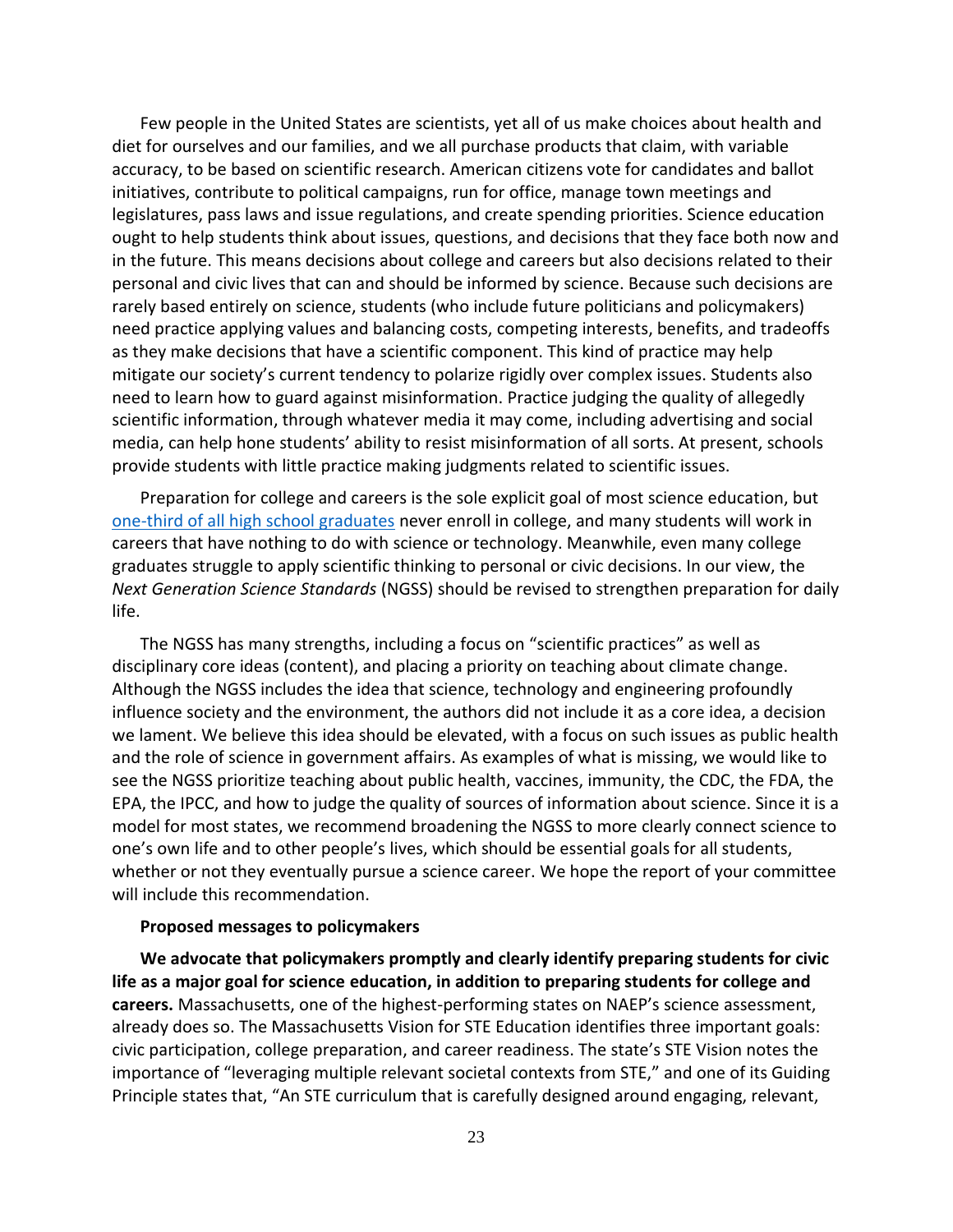Few people in the United States are scientists, yet all of us make choices about health and diet for ourselves and our families, and we all purchase products that claim, with variable accuracy, to be based on scientific research. American citizens vote for candidates and ballot initiatives, contribute to political campaigns, run for office, manage town meetings and legislatures, pass laws and issue regulations, and create spending priorities. Science education ought to help students think about issues, questions, and decisions that they face both now and in the future. This means decisions about college and careers but also decisions related to their personal and civic lives that can and should be informed by science. Because such decisions are rarely based entirely on science, students (who include future politicians and policymakers) need practice applying values and balancing costs, competing interests, benefits, and tradeoffs as they make decisions that have a scientific component. This kind of practice may help mitigate our society's current tendency to polarize rigidly over complex issues. Students also need to learn how to guard against misinformation. Practice judging the quality of allegedly scientific information, through whatever media it may come, including advertising and social media, can help hone students' ability to resist misinformation of all sorts. At present, schools provide students with little practice making judgments related to scientific issues.

Preparation for college and careers is the sole explicit goal of most science education, but one-third of all high school graduates never enroll in college, and many students will work in careers that have nothing to do with science or technology. Meanwhile, even many college graduates struggle to apply scientific thinking to personal or civic decisions. In our view, the *Next Generation Science Standards* (NGSS) should be revised to strengthen preparation for daily life.

The NGSS has many strengths, including a focus on "scientific practices" as well as disciplinary core ideas (content), and placing a priority on teaching about climate change. Although the NGSS includes the idea that science, technology and engineering profoundly influence society and the environment, the authors did not include it as a core idea, a decision we lament. We believe this idea should be elevated, with a focus on such issues as public health and the role of science in government affairs. As examples of what is missing, we would like to see the NGSS prioritize teaching about public health, vaccines, immunity, the CDC, the FDA, the EPA, the IPCC, and how to judge the quality of sources of information about science. Since it is a model for most states, we recommend broadening the NGSS to more clearly connect science to one's own life and to other people's lives, which should be essential goals for all students, whether or not they eventually pursue a science career. We hope the report of your committee will include this recommendation.

**Proposed messages to policymakers**

**We advocate that policymakers promptly and clearly identify preparing students for civic life as a major goal for science education, in addition to preparing students for college and careers.** Massachusetts, one of the highest-performing states on NAEP's science assessment, already does so. The Massachusetts Vision for STE Education identifies three important goals: civic participation, college preparation, and career readiness. The state's STE Vision notes the importance of "leveraging multiple relevant societal contexts from STE," and one of its Guiding Principle states that, "An STE curriculum that is carefully designed around engaging, relevant,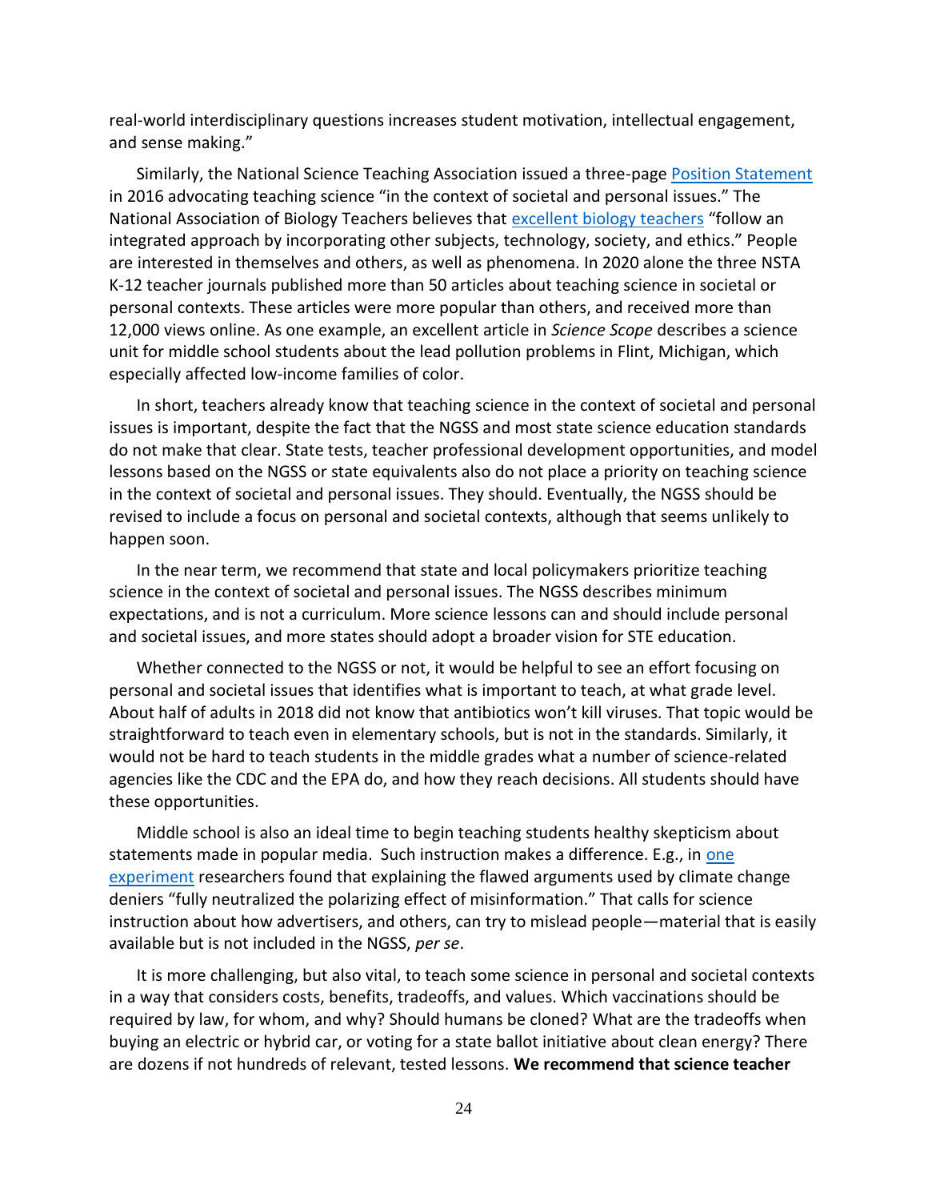real-world interdisciplinary questions increases student motivation, intellectual engagement, and sense making."

Similarly, the National Science Teaching Association issued a three-page Position Statement in 2016 advocating teaching science "in the context of societal and personal issues." The National Association of Biology Teachers believes that excellent biology teachers "follow an integrated approach by incorporating other subjects, technology, society, and ethics." People are interested in themselves and others, as well as phenomena. In 2020 alone the three NSTA K-12 teacher journals published more than 50 articles about teaching science in societal or personal contexts. These articles were more popular than others, and received more than 12,000 views online. As one example, an excellent article in *Science Scope* describes a science unit for middle school students about the lead pollution problems in Flint, Michigan, which especially affected low-income families of color.

In short, teachers already know that teaching science in the context of societal and personal issues is important, despite the fact that the NGSS and most state science education standards do not make that clear. State tests, teacher professional development opportunities, and model lessons based on the NGSS or state equivalents also do not place a priority on teaching science in the context of societal and personal issues. They should. Eventually, the NGSS should be revised to include a focus on personal and societal contexts, although that seems unlikely to happen soon.

In the near term, we recommend that state and local policymakers prioritize teaching science in the context of societal and personal issues. The NGSS describes minimum expectations, and is not a curriculum. More science lessons can and should include personal and societal issues, and more states should adopt a broader vision for STE education.

Whether connected to the NGSS or not, it would be helpful to see an effort focusing on personal and societal issues that identifies what is important to teach, at what grade level. About half of adults in 2018 did not know that antibiotics won't kill viruses. That topic would be straightforward to teach even in elementary schools, but is not in the standards. Similarly, it would not be hard to teach students in the middle grades what a number of science-related agencies like the CDC and the EPA do, and how they reach decisions. All students should have these opportunities.

Middle school is also an ideal time to begin teaching students healthy skepticism about statements made in popular media. Such instruction makes a difference. E.g., in one experiment researchers found that explaining the flawed arguments used by climate change deniers "fully neutralized the polarizing effect of misinformation." That calls for science instruction about how advertisers, and others, can try to mislead people—material that is easily available but is not included in the NGSS, *per se*.

It is more challenging, but also vital, to teach some science in personal and societal contexts in a way that considers costs, benefits, tradeoffs, and values. Which vaccinations should be required by law, for whom, and why? Should humans be cloned? What are the tradeoffs when buying an electric or hybrid car, or voting for a state ballot initiative about clean energy? There are dozens if not hundreds of relevant, tested lessons. **We recommend that science teacher**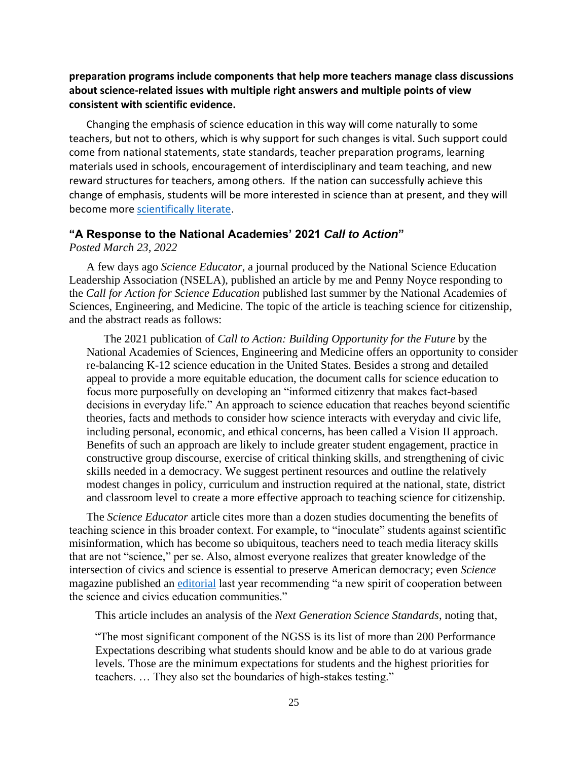**preparation programs include components that help more teachers manage class discussions about science-related issues with multiple right answers and multiple points of view consistent with scientific evidence.**

Changing the emphasis of science education in this way will come naturally to some teachers, but not to others, which is why support for such changes is vital. Such support could come from national statements, state standards, teacher preparation programs, learning materials used in schools, encouragement of interdisciplinary and team teaching, and new reward structures for teachers, among others. If the nation can successfully achieve this change of emphasis, students will be more interested in science than at present, and they will become more scientifically literate.

### "A Response to the National Academies' 2021 *Call to Action*"

*Posted March 23, 2022*

A few days ago *Science Educator*, a journal produced by the National Science Education Leadership Association (NSELA), published an article by me and Penny Noyce responding to the *Call for Action for Science Education* published last summer by the National Academies of Sciences, Engineering, and Medicine. The topic of the article is teaching science for citizenship, and the abstract reads as follows:

> The 2021 publication of *Call to Action: Building Opportunity for the Future* by the National Academies of Sciences, Engineering and Medicine offers an opportunity to consider re-balancing K-12 science education in the United States. Besides a strong and detailed appeal to provide a more equitable education, the document calls for science education to focus more purposefully on developing an "informed citizenry that makes fact-based decisions in everyday life." An approach to science education that reaches beyond scientific theories, facts and methods to consider how science interacts with everyday and civic life, including personal, economic, and ethical concerns, has been called a Vision II approach. Benefits of such an approach are likely to include greater student engagement, practice in constructive group discourse, exercise of critical thinking skills, and strengthening of civic skills needed in a democracy. We suggest pertinent resources and outline the relatively modest changes in policy, curriculum and instruction required at the national, state, district and classroom level to create a more effective approach to teaching science for citizenship.

The *Science Educator* article cites more than a dozen studies documenting the benefits of teaching science in this broader context. For example, to "inoculate" students against scientific misinformation, which has become so ubiquitous, teachers need to teach media literacy skills that are not "science," per se. Also, almost everyone realizes that greater knowledge of the intersection of civics and science is essential to preserve American democracy; even *Science* magazine published an editorial last year recommending "a new spirit of cooperation between the science and civics education communities."

This article includes an analysis of the *Next Generation Science Standards*, noting that,

> "The most significant component of the NGSS is its list of more than 200 Performance Expectations describing what students should know and be able to do at various grade levels. Those are the minimum expectations for students and the highest priorities for teachers. … They also set the boundaries of high-stakes testing."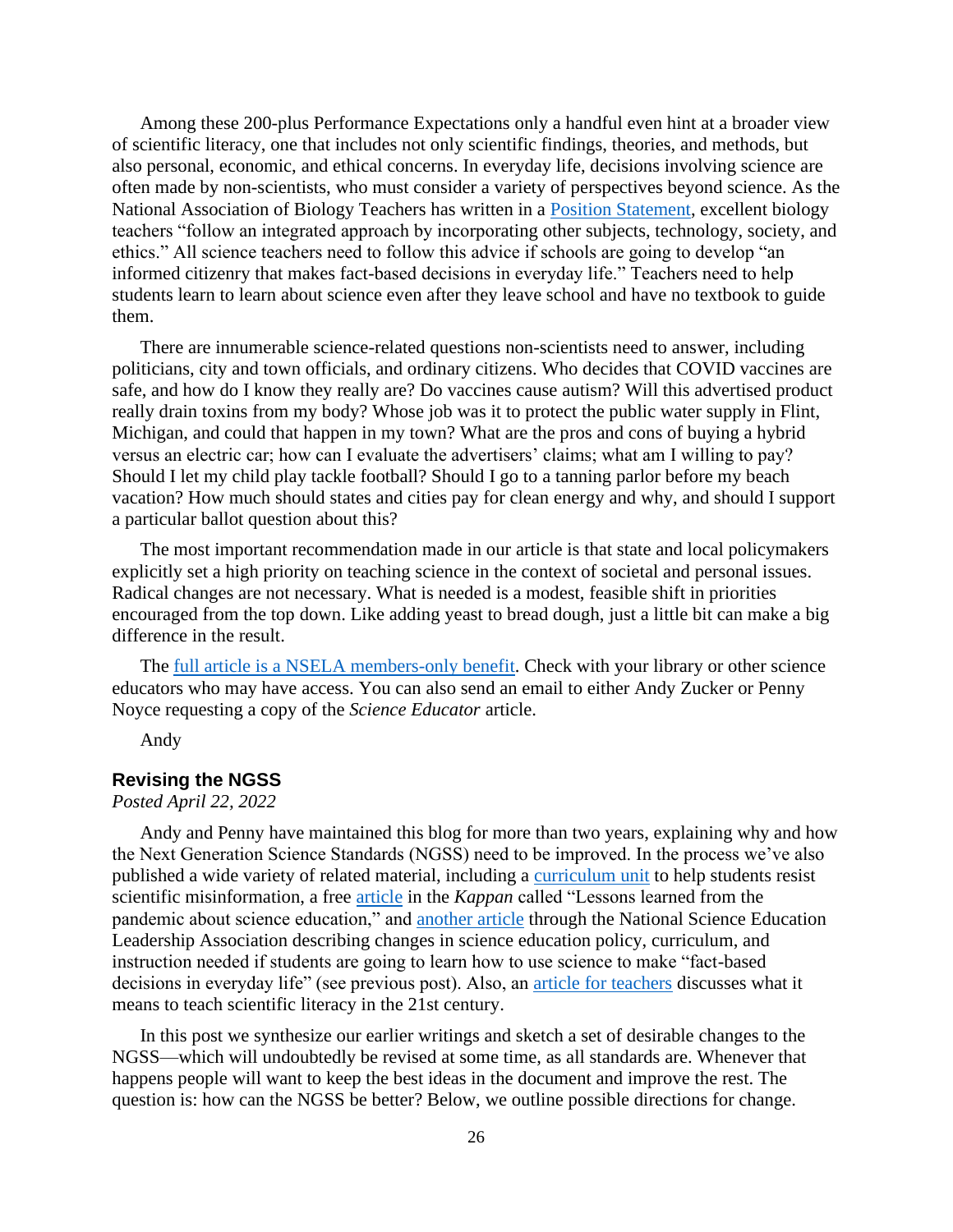Among these 200-plus Performance Expectations only a handful even hint at a broader view of scientific literacy, one that includes not only scientific findings, theories, and methods, but also personal, economic, and ethical concerns. In everyday life, decisions involving science are often made by non-scientists, who must consider a variety of perspectives beyond science. As the National Association of Biology Teachers has written in a Position Statement, excellent biology teachers "follow an integrated approach by incorporating other subjects, technology, society, and ethics." All science teachers need to follow this advice if schools are going to develop "an informed citizenry that makes fact-based decisions in everyday life." Teachers need to help students learn to learn about science even after they leave school and have no textbook to guide them.

There are innumerable science-related questions non-scientists need to answer, including politicians, city and town officials, and ordinary citizens. Who decides that COVID vaccines are safe, and how do I know they really are? Do vaccines cause autism? Will this advertised product really drain toxins from my body? Whose job was it to protect the public water supply in Flint, Michigan, and could that happen in my town? What are the pros and cons of buying a hybrid versus an electric car; how can I evaluate the advertisers' claims; what am I willing to pay? Should I let my child play tackle football? Should I go to a tanning parlor before my beach vacation? How much should states and cities pay for clean energy and why, and should I support a particular ballot question about this?

The most important recommendation made in our article is that state and local policymakers explicitly set a high priority on teaching science in the context of societal and personal issues. Radical changes are not necessary. What is needed is a modest, feasible shift in priorities encouraged from the top down. Like adding yeast to bread dough, just a little bit can make a big difference in the result.

The full article is a NSELA members-only benefit. Check with your library or other science educators who may have access. You can also send an email to either Andy Zucker or Penny Noyce requesting a copy of the *Science Educator* article.

Andy

### Revising the NGSS

*Posted April 22, 2022*

Andy and Penny have maintained this blog for more than two years, explaining why and how the Next Generation Science Standards (NGSS) need to be improved. In the process we've also published a wide variety of related material, including a curriculum unit to help students resist scientific misinformation, a free article in the *Kappan* called "Lessons learned from the pandemic about science education," and another article through the National Science Education Leadership Association describing changes in science education policy, curriculum, and instruction needed if students are going to learn how to use science to make "fact-based decisions in everyday life" (see previous post). Also, an article for teachers discusses what it means to teach scientific literacy in the 21st century.

In this post we synthesize our earlier writings and sketch a set of desirable changes to the NGSS—which will undoubtedly be revised at some time, as all standards are. Whenever that happens people will want to keep the best ideas in the document and improve the rest. The question is: how can the NGSS be better? Below, we outline possible directions for change.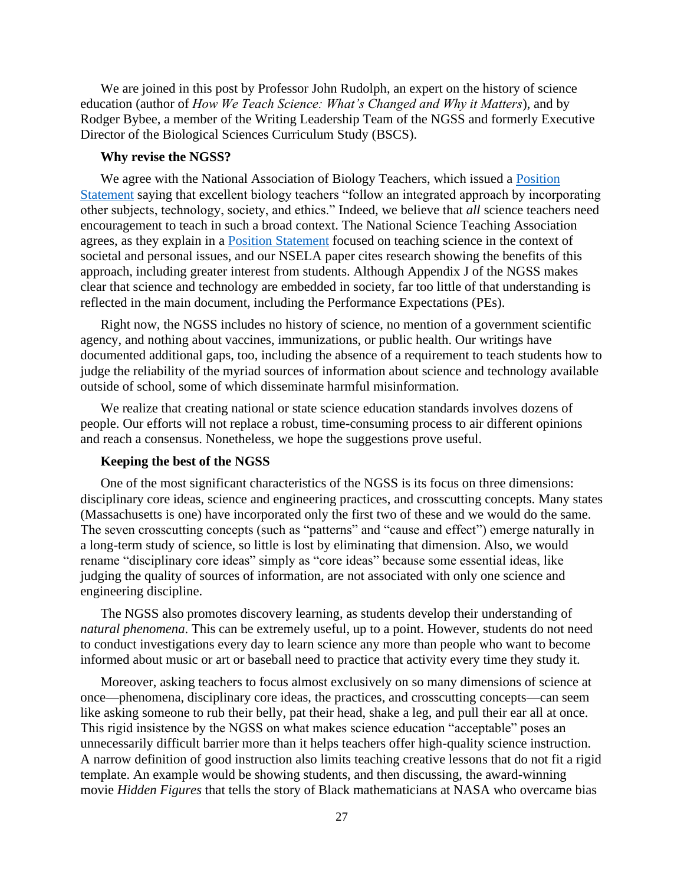We are joined in this post by Professor John Rudolph, an expert on the history of science education (author of *How We Teach Science: What's Changed and Why it Matters*), and by Rodger Bybee, a member of the Writing Leadership Team of the NGSS and formerly Executive Director of the Biological Sciences Curriculum Study (BSCS).

**Why revise the NGSS?**

We agree with the National Association of Biology Teachers, which issued a Position Statement saying that excellent biology teachers "follow an integrated approach by incorporating other subjects, technology, society, and ethics." Indeed, we believe that *all* science teachers need encouragement to teach in such a broad context. The National Science Teaching Association agrees, as they explain in a Position Statement focused on teaching science in the context of societal and personal issues, and our NSELA paper cites research showing the benefits of this approach, including greater interest from students. Although Appendix J of the NGSS makes clear that science and technology are embedded in society, far too little of that understanding is reflected in the main document, including the Performance Expectations (PEs).

Right now, the NGSS includes no history of science, no mention of a government scientific agency, and nothing about vaccines, immunizations, or public health. Our writings have documented additional gaps, too, including the absence of a requirement to teach students how to judge the reliability of the myriad sources of information about science and technology available outside of school, some of which disseminate harmful misinformation.

We realize that creating national or state science education standards involves dozens of people. Our efforts will not replace a robust, time-consuming process to air different opinions and reach a consensus. Nonetheless, we hope the suggestions prove useful.

**Keeping the best of the NGSS**

One of the most significant characteristics of the NGSS is its focus on three dimensions: disciplinary core ideas, science and engineering practices, and crosscutting concepts. Many states (Massachusetts is one) have incorporated only the first two of these and we would do the same. The seven crosscutting concepts (such as "patterns" and "cause and effect") emerge naturally in a long-term study of science, so little is lost by eliminating that dimension. Also, we would rename "disciplinary core ideas" simply as "core ideas" because some essential ideas, like judging the quality of sources of information, are not associated with only one science and engineering discipline.

The NGSS also promotes discovery learning, as students develop their understanding of *natural phenomena*. This can be extremely useful, up to a point. However, students do not need to conduct investigations every day to learn science any more than people who want to become informed about music or art or baseball need to practice that activity every time they study it.

Moreover, asking teachers to focus almost exclusively on so many dimensions of science at once—phenomena, disciplinary core ideas, the practices, and crosscutting concepts—can seem like asking someone to rub their belly, pat their head, shake a leg, and pull their ear all at once. This rigid insistence by the NGSS on what makes science education "acceptable" poses an unnecessarily difficult barrier more than it helps teachers offer high-quality science instruction. A narrow definition of good instruction also limits teaching creative lessons that do not fit a rigid template. An example would be showing students, and then discussing, the award-winning movie *Hidden Figures* that tells the story of Black mathematicians at NASA who overcame bias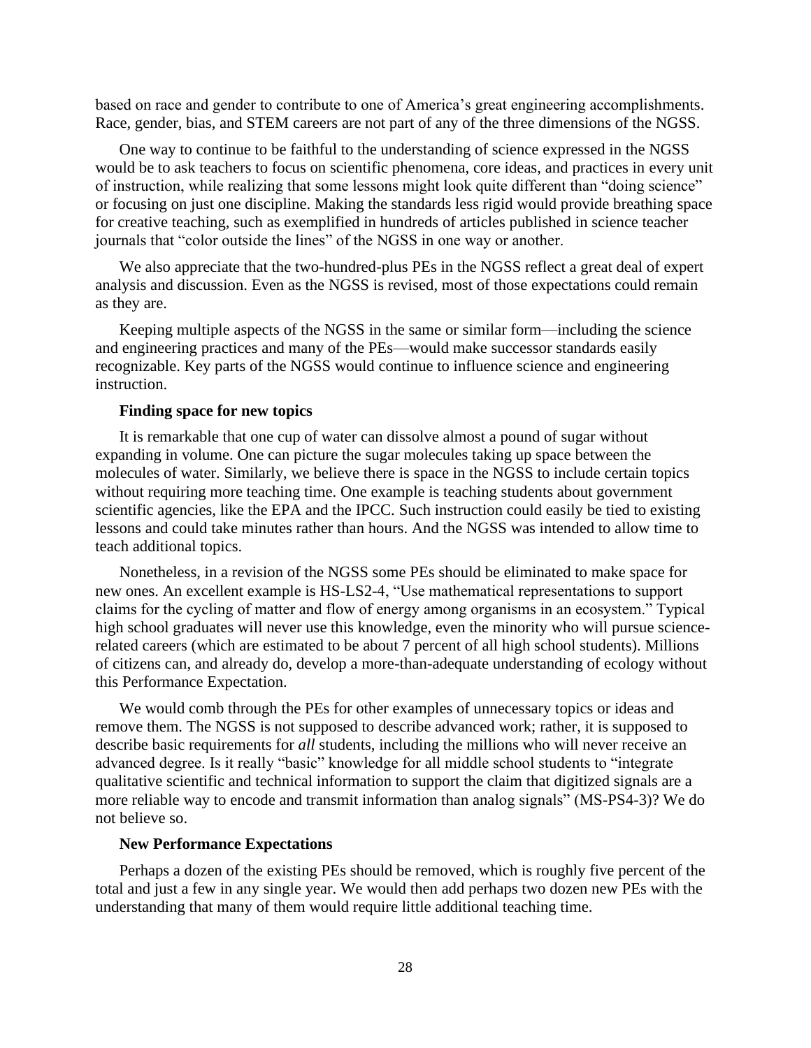based on race and gender to contribute to one of America's great engineering accomplishments. Race, gender, bias, and STEM careers are not part of any of the three dimensions of the NGSS.

One way to continue to be faithful to the understanding of science expressed in the NGSS would be to ask teachers to focus on scientific phenomena, core ideas, and practices in every unit of instruction, while realizing that some lessons might look quite different than "doing science" or focusing on just one discipline. Making the standards less rigid would provide breathing space for creative teaching, such as exemplified in hundreds of articles published in science teacher journals that "color outside the lines" of the NGSS in one way or another.

We also appreciate that the two-hundred-plus PEs in the NGSS reflect a great deal of expert analysis and discussion. Even as the NGSS is revised, most of those expectations could remain as they are.

Keeping multiple aspects of the NGSS in the same or similar form—including the science and engineering practices and many of the PEs—would make successor standards easily recognizable. Key parts of the NGSS would continue to influence science and engineering instruction.

**Finding space for new topics**

It is remarkable that one cup of water can dissolve almost a pound of sugar without expanding in volume. One can picture the sugar molecules taking up space between the molecules of water. Similarly, we believe there is space in the NGSS to include certain topics without requiring more teaching time. One example is teaching students about government scientific agencies, like the EPA and the IPCC. Such instruction could easily be tied to existing lessons and could take minutes rather than hours. And the NGSS was intended to allow time to teach additional topics.

Nonetheless, in a revision of the NGSS some PEs should be eliminated to make space for new ones. An excellent example is HS-LS2-4, "Use mathematical representations to support claims for the cycling of matter and flow of energy among organisms in an ecosystem." Typical high school graduates will never use this knowledge, even the minority who will pursue science-related careers (which are estimated to be about 7 percent of all high school students). Millions of citizens can, and already do, develop a more-than-adequate understanding of ecology without this Performance Expectation.

We would comb through the PEs for other examples of unnecessary topics or ideas and remove them. The NGSS is not supposed to describe advanced work; rather, it is supposed to describe basic requirements for *all* students, including the millions who will never receive an advanced degree. Is it really "basic" knowledge for all middle school students to "integrate qualitative scientific and technical information to support the claim that digitized signals are a more reliable way to encode and transmit information than analog signals" (MS-PS4-3)? We do not believe so.

**New Performance Expectations**

Perhaps a dozen of the existing PEs should be removed, which is roughly five percent of the total and just a few in any single year. We would then add perhaps two dozen new PEs with the understanding that many of them would require little additional teaching time.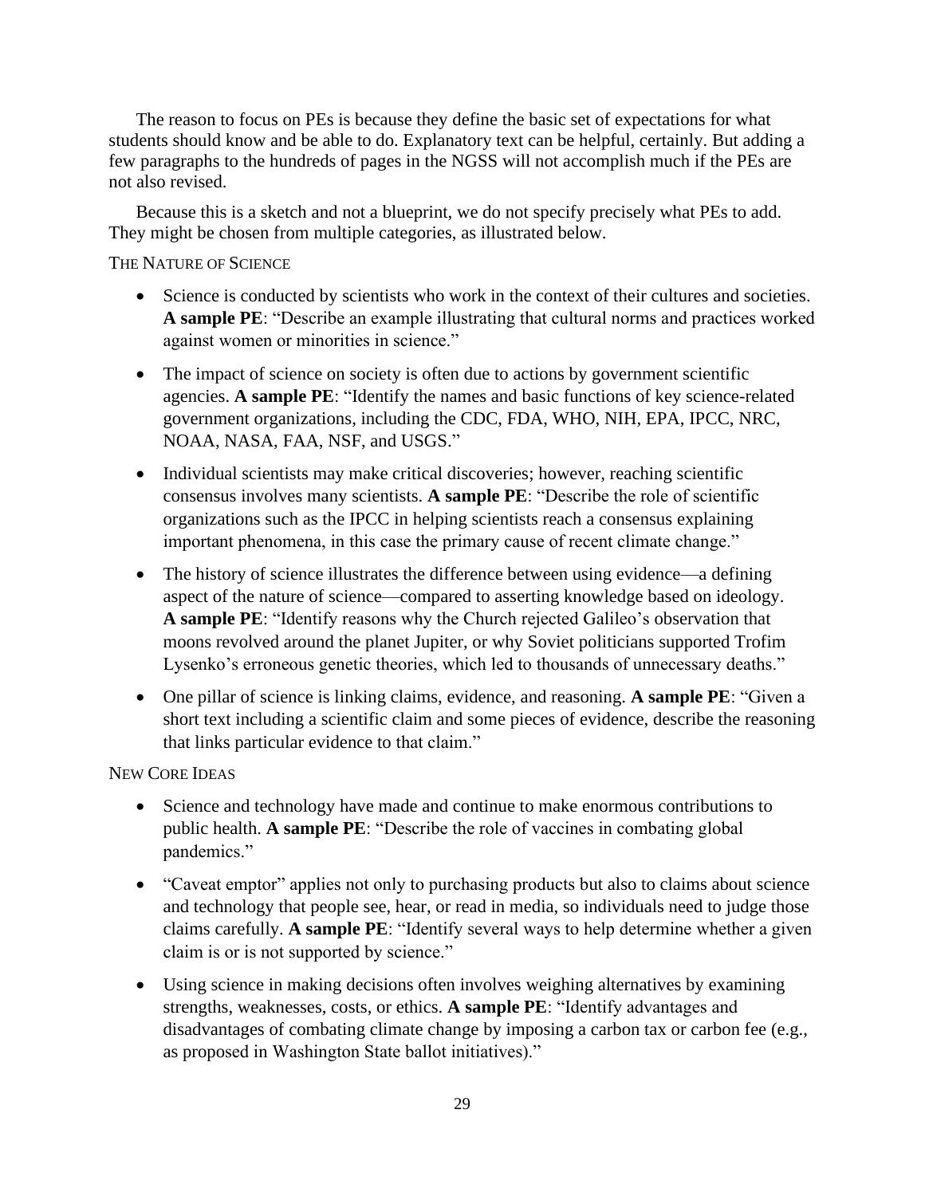The reason to focus on PEs is because they define the basic set of expectations for what students should know and be able to do. Explanatory text can be helpful, certainly. But adding a few paragraphs to the hundreds of pages in the NGSS will not accomplish much if the PEs are not also revised.

Because this is a sketch and not a blueprint, we do not specify precisely what PEs to add. They might be chosen from multiple categories, as illustrated below.

THE NATURE OF SCIENCE

- Science is conducted by scientists who work in the context of their cultures and societies. **A sample PE**: "Describe an example illustrating that cultural norms and practices worked against women or minorities in science."
- The impact of science on society is often due to actions by government scientific agencies. **A sample PE**: "Identify the names and basic functions of key science-related government organizations, including the CDC, FDA, WHO, NIH, EPA, IPCC, NRC, NOAA, NASA, FAA, NSF, and USGS."
- Individual scientists may make critical discoveries; however, reaching scientific consensus involves many scientists. **A sample PE**: "Describe the role of scientific organizations such as the IPCC in helping scientists reach a consensus explaining important phenomena, in this case the primary cause of recent climate change."
- The history of science illustrates the difference between using evidence—a defining aspect of the nature of science—compared to asserting knowledge based on ideology. **A sample PE**: "Identify reasons why the Church rejected Galileo's observation that moons revolved around the planet Jupiter, or why Soviet politicians supported Trofim Lysenko's erroneous genetic theories, which led to thousands of unnecessary deaths."
- One pillar of science is linking claims, evidence, and reasoning. **A sample PE**: "Given a short text including a scientific claim and some pieces of evidence, describe the reasoning that links particular evidence to that claim."

NEW CORE IDEAS

- Science and technology have made and continue to make enormous contributions to public health. **A sample PE**: "Describe the role of vaccines in combating global pandemics."
- "Caveat emptor" applies not only to purchasing products but also to claims about science and technology that people see, hear, or read in media, so individuals need to judge those claims carefully. **A sample PE**: "Identify several ways to help determine whether a given claim is or is not supported by science."
- Using science in making decisions often involves weighing alternatives by examining strengths, weaknesses, costs, or ethics. **A sample PE**: "Identify advantages and disadvantages of combating climate change by imposing a carbon tax or carbon fee (e.g., as proposed in Washington State ballot initiatives)."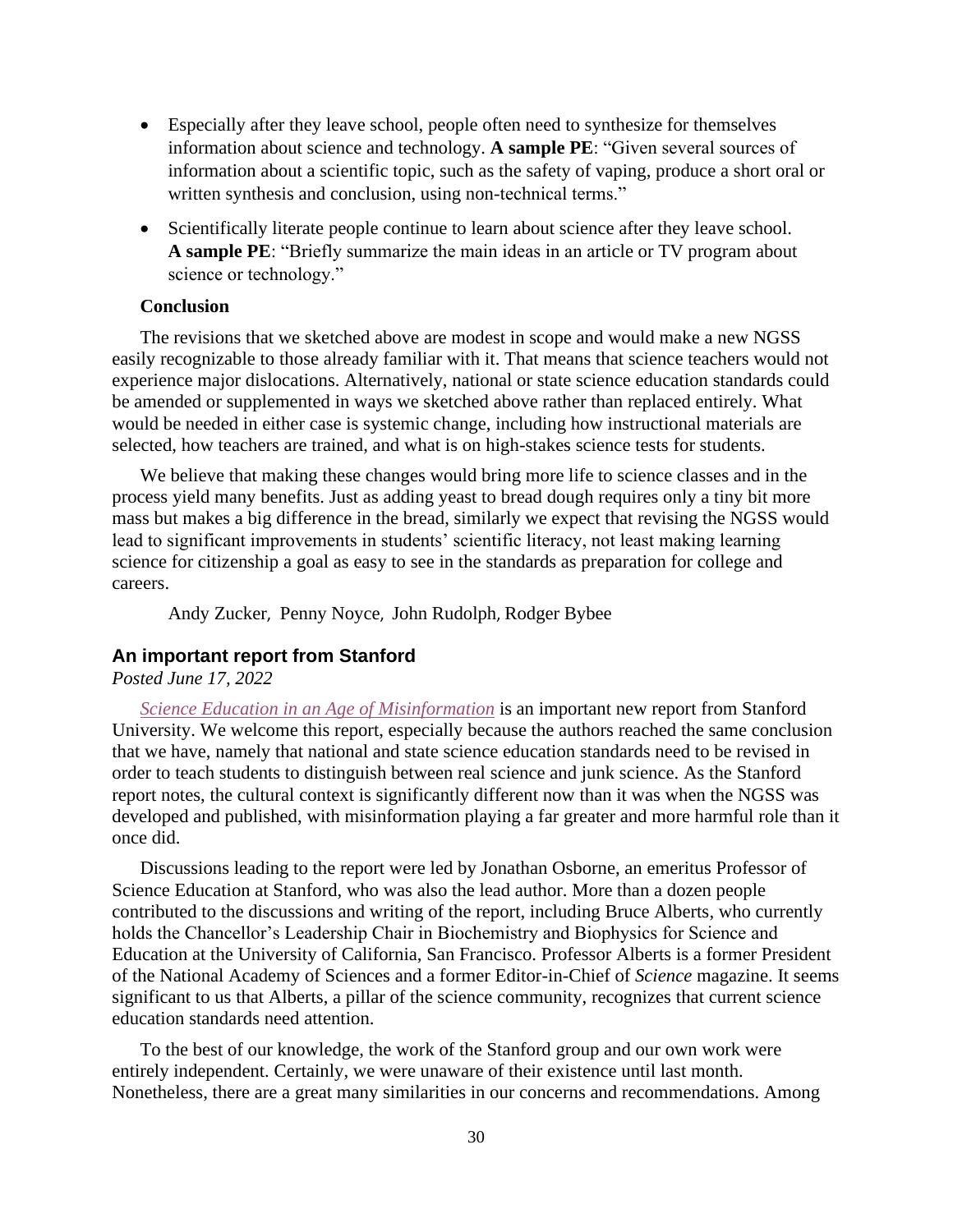- Especially after they leave school, people often need to synthesize for themselves information about science and technology. **A sample PE**: "Given several sources of information about a scientific topic, such as the safety of vaping, produce a short oral or written synthesis and conclusion, using non-technical terms."
- Scientifically literate people continue to learn about science after they leave school. **A sample PE**: "Briefly summarize the main ideas in an article or TV program about science or technology."

**Conclusion**

The revisions that we sketched above are modest in scope and would make a new NGSS easily recognizable to those already familiar with it. That means that science teachers would not experience major dislocations. Alternatively, national or state science education standards could be amended or supplemented in ways we sketched above rather than replaced entirely. What would be needed in either case is systemic change, including how instructional materials are selected, how teachers are trained, and what is on high-stakes science tests for students.

We believe that making these changes would bring more life to science classes and in the process yield many benefits. Just as adding yeast to bread dough requires only a tiny bit more mass but makes a big difference in the bread, similarly we expect that revising the NGSS would lead to significant improvements in students' scientific literacy, not least making learning science for citizenship a goal as easy to see in the standards as preparation for college and careers.

Andy Zucker, Penny Noyce, John Rudolph, Rodger Bybee

## An important report from Stanford

*Posted June 17, 2022*

*Science Education in an Age of Misinformation* is an important new report from Stanford University. We welcome this report, especially because the authors reached the same conclusion that we have, namely that national and state science education standards need to be revised in order to teach students to distinguish between real science and junk science. As the Stanford report notes, the cultural context is significantly different now than it was when the NGSS was developed and published, with misinformation playing a far greater and more harmful role than it once did.

Discussions leading to the report were led by Jonathan Osborne, an emeritus Professor of Science Education at Stanford, who was also the lead author. More than a dozen people contributed to the discussions and writing of the report, including Bruce Alberts, who currently holds the Chancellor's Leadership Chair in Biochemistry and Biophysics for Science and Education at the University of California, San Francisco. Professor Alberts is a former President of the National Academy of Sciences and a former Editor-in-Chief of *Science* magazine. It seems significant to us that Alberts, a pillar of the science community, recognizes that current science education standards need attention.

To the best of our knowledge, the work of the Stanford group and our own work were entirely independent. Certainly, we were unaware of their existence until last month. Nonetheless, there are a great many similarities in our concerns and recommendations. Among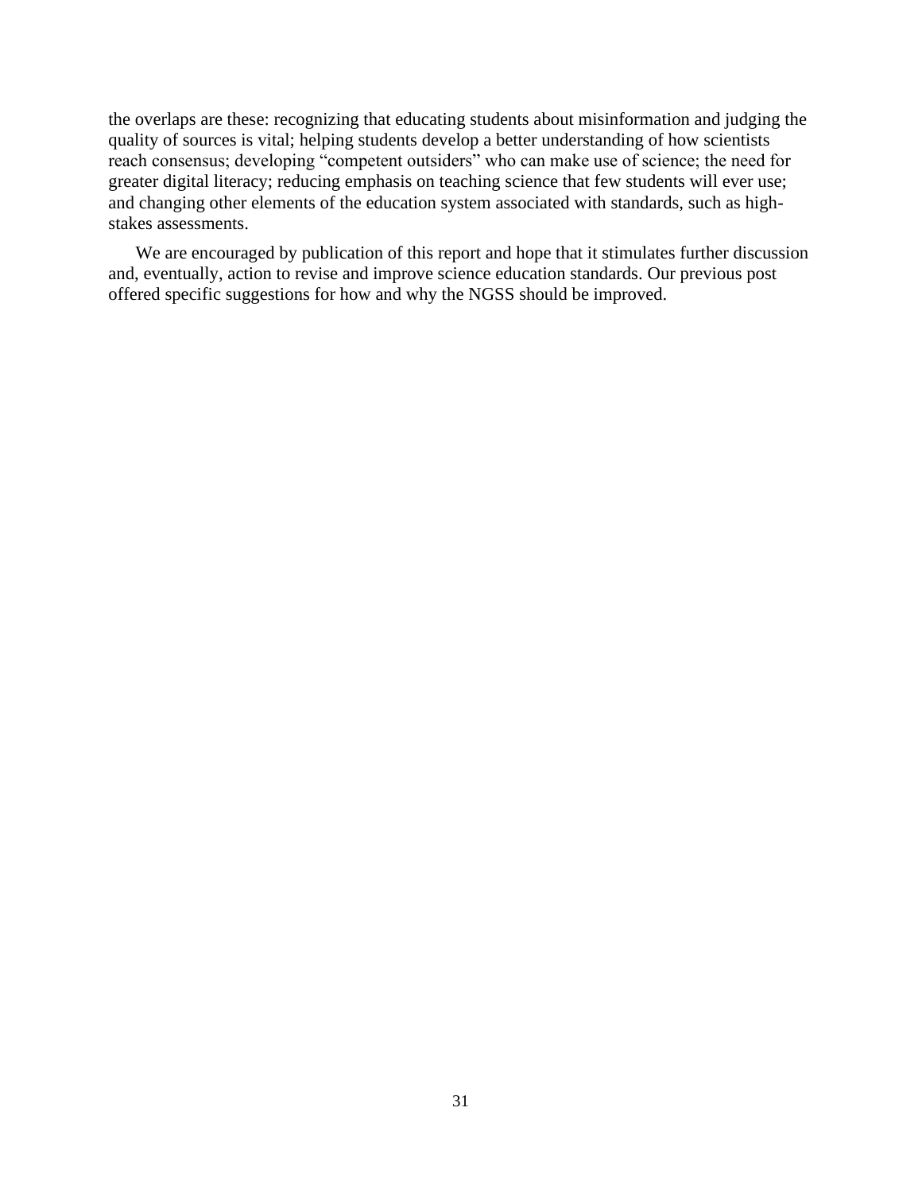the overlaps are these: recognizing that educating students about misinformation and judging the quality of sources is vital; helping students develop a better understanding of how scientists reach consensus; developing "competent outsiders" who can make use of science; the need for greater digital literacy; reducing emphasis on teaching science that few students will ever use; and changing other elements of the education system associated with standards, such as high-stakes assessments.

We are encouraged by publication of this report and hope that it stimulates further discussion and, eventually, action to revise and improve science education standards. Our previous post offered specific suggestions for how and why the NGSS should be improved.